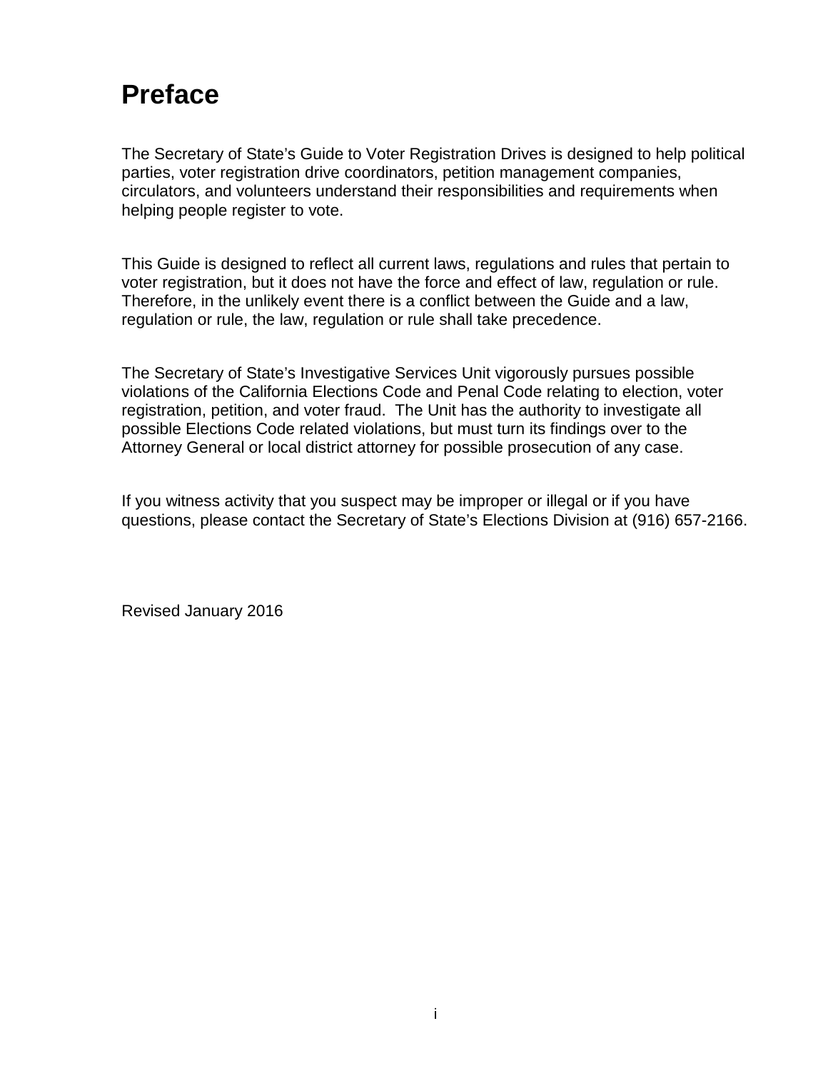# Preface

The Secretary of State's Guide to Voter Registration Drives is designed to help political parties, voter registration drive coordinators, petition management companies, circulators, and volunteers understand their responsibilities and requirements when helping people register to vote.

This Guide is designed to reflect all current laws, regulations and rules that pertain to voter registration, but it does not have the force and effect of law, regulation or rule. Therefore, in the unlikely event there is a conflict between the Guide and a law, regulation or rule, the law, regulation or rule shall take precedence.

The Secretary of State's Investigative Services Unit vigorously pursues possible violations of the California Elections Code and Penal Code relating to election, voter registration, petition, and voter fraud. The Unit has the authority to investigate all possible Elections Code related violations, but must turn its findings over to the Attorney General or local district attorney for possible prosecution of any case.

If you witness activity that you suspect may be improper or illegal or if you have questions, please contact the Secretary of State's Elections Division at (916) 657-2166.

Revised January 2016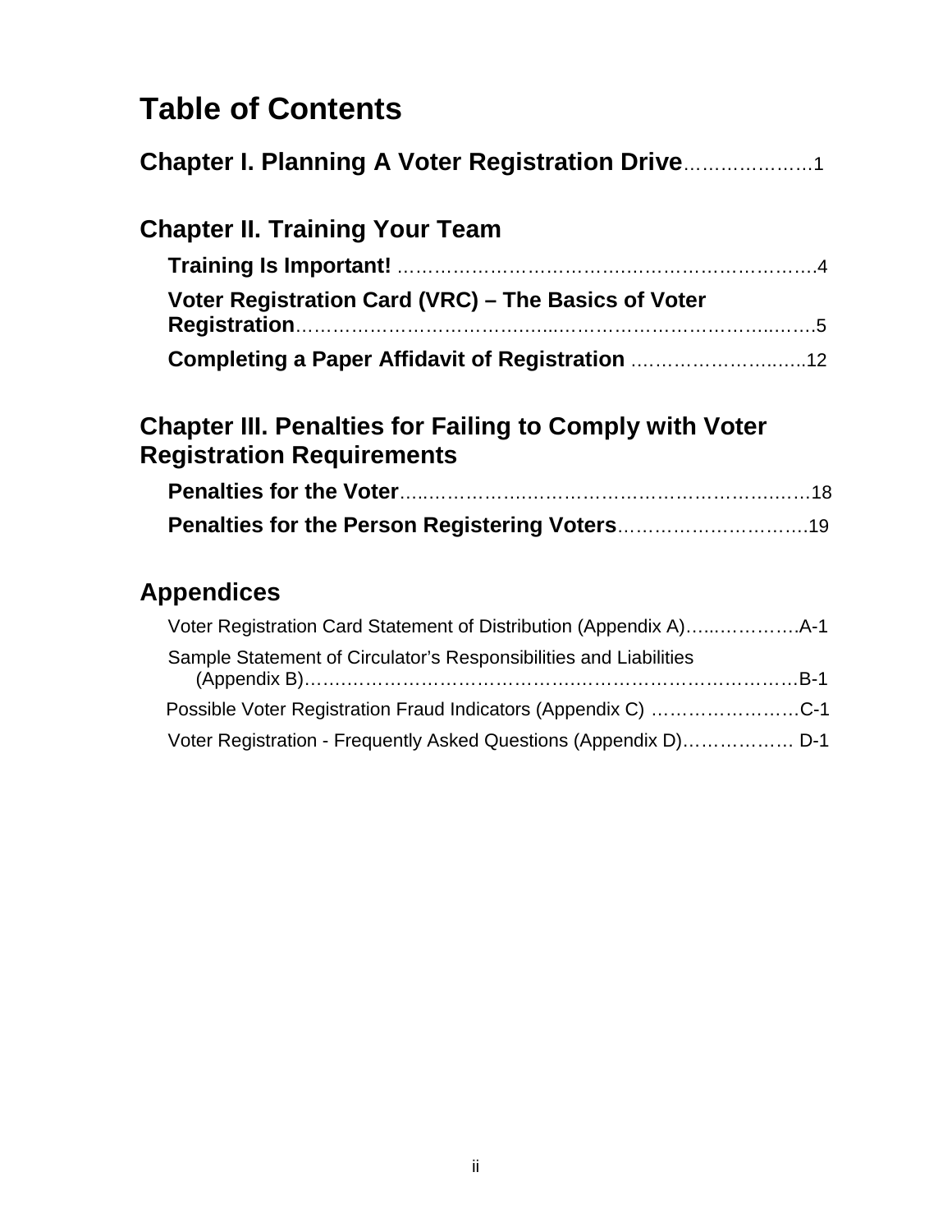# Table of Contents

**Chapter I. Planning A Voter Registration Drive** …………………1

## Chapter II. Training Your Team

- **Training Is Important!** ……………………………………………………………4
- **Voter Registration Card (VRC) – The Basics of Voter Registration** …………………………………………………………………………5
- **Completing a Paper Affidavit of Registration** ………………………12

## Chapter III. Penalties for Failing to Comply with Voter Registration Requirements

- **Penalties for the Voter** ……………………………………………………………18
- **Penalties for the Person Registering Voters** …………………………19

## Appendices

- Voter Registration Card Statement of Distribution (Appendix A) ……………A-1
- Sample Statement of Circulator's Responsibilities and Liabilities (Appendix B) ……………………………………………………………………B-1
- Possible Voter Registration Fraud Indicators (Appendix C) …………………C-1
- Voter Registration - Frequently Asked Questions (Appendix D) ……………… D-1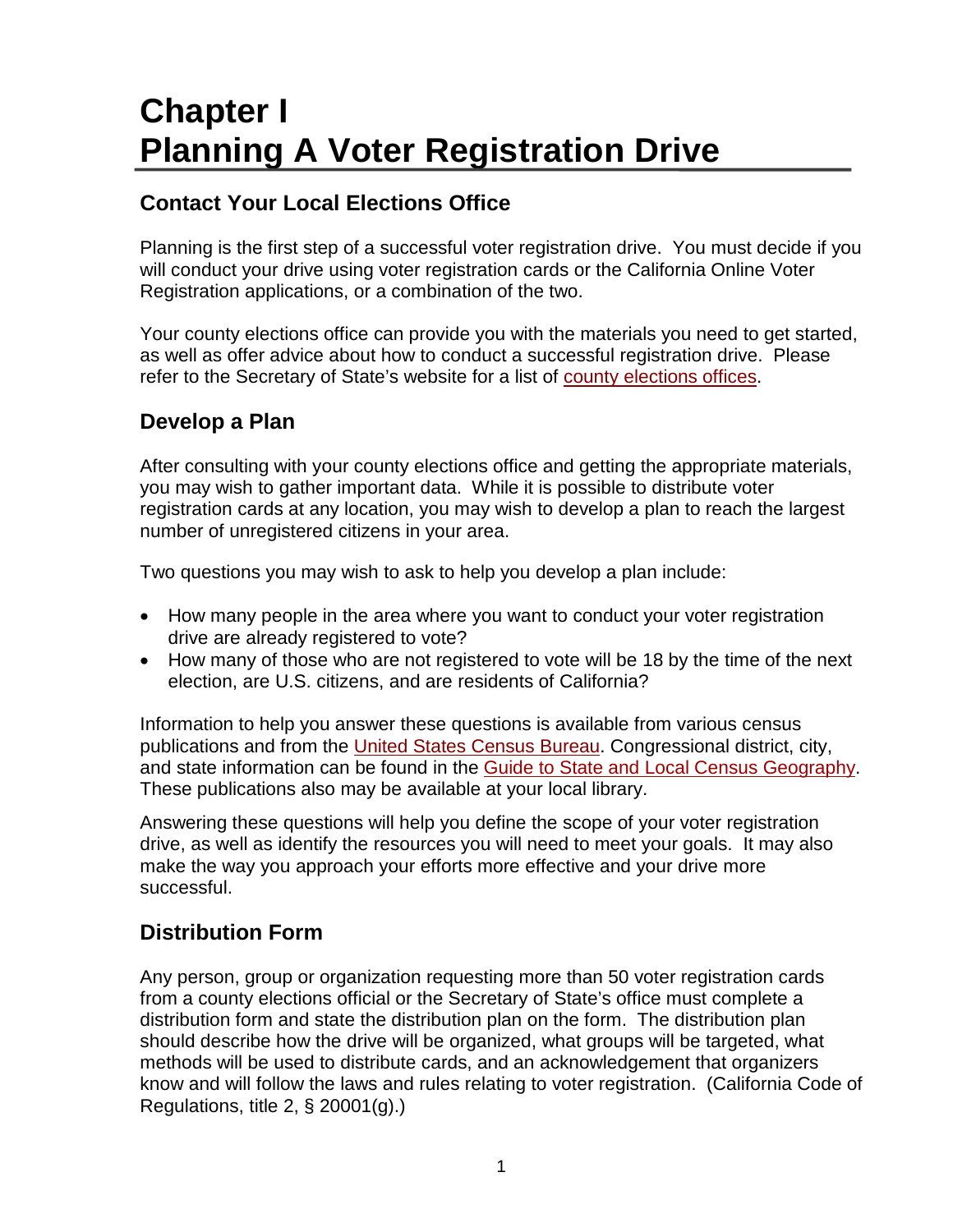# Chapter I
# Planning A Voter Registration Drive

## Contact Your Local Elections Office

Planning is the first step of a successful voter registration drive. You must decide if you will conduct your drive using voter registration cards or the California Online Voter Registration applications, or a combination of the two.

Your county elections office can provide you with the materials you need to get started, as well as offer advice about how to conduct a successful registration drive. Please refer to the Secretary of State's website for a list of county elections offices.

## Develop a Plan

After consulting with your county elections office and getting the appropriate materials, you may wish to gather important data. While it is possible to distribute voter registration cards at any location, you may wish to develop a plan to reach the largest number of unregistered citizens in your area.

Two questions you may wish to ask to help you develop a plan include:

- How many people in the area where you want to conduct your voter registration drive are already registered to vote?
- How many of those who are not registered to vote will be 18 by the time of the next election, are U.S. citizens, and are residents of California?

Information to help you answer these questions is available from various census publications and from the United States Census Bureau. Congressional district, city, and state information can be found in the Guide to State and Local Census Geography. These publications also may be available at your local library.

Answering these questions will help you define the scope of your voter registration drive, as well as identify the resources you will need to meet your goals. It may also make the way you approach your efforts more effective and your drive more successful.

## Distribution Form

Any person, group or organization requesting more than 50 voter registration cards from a county elections official or the Secretary of State's office must complete a distribution form and state the distribution plan on the form. The distribution plan should describe how the drive will be organized, what groups will be targeted, what methods will be used to distribute cards, and an acknowledgement that organizers know and will follow the laws and rules relating to voter registration. (California Code of Regulations, title 2, § 20001(g).)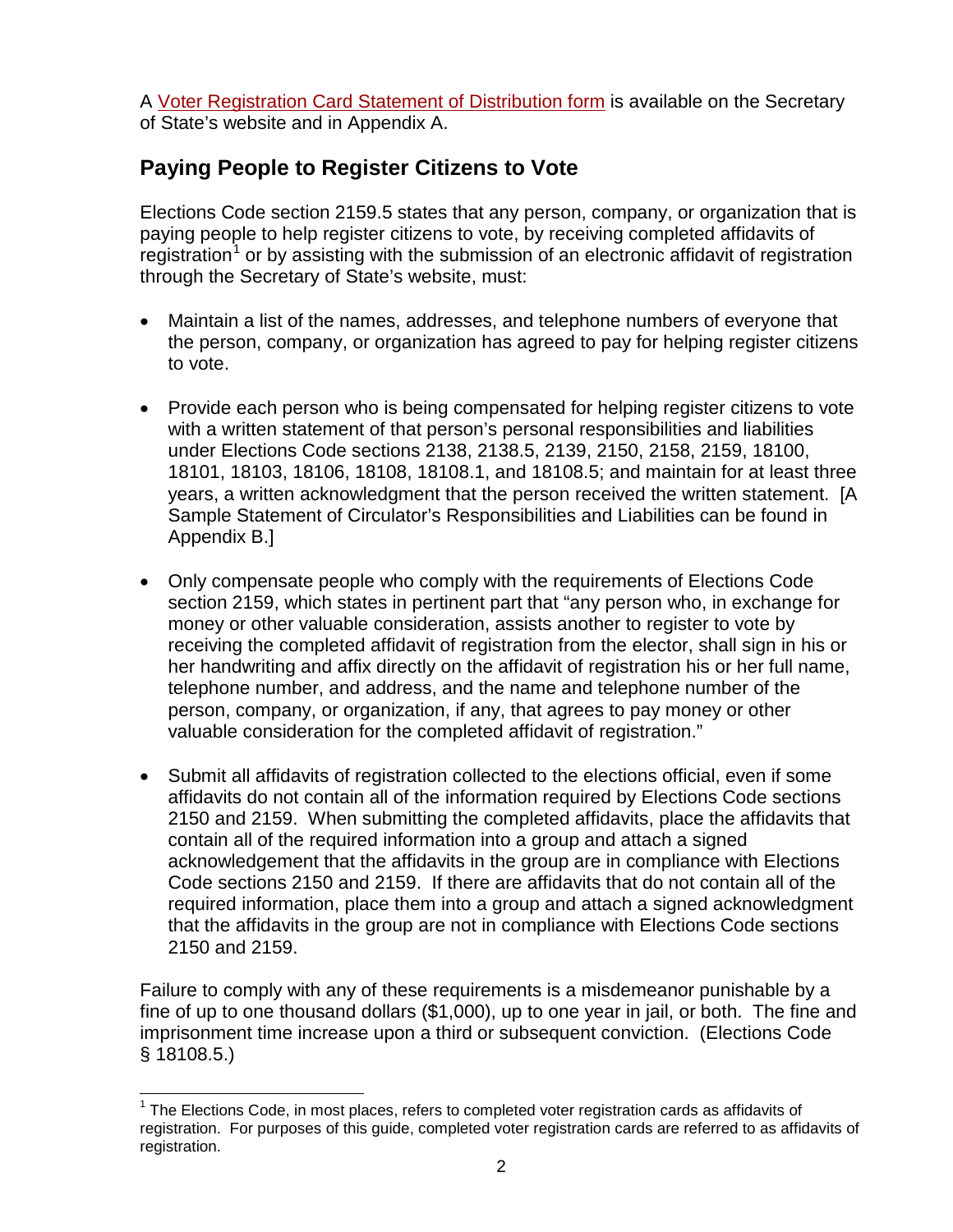A Voter Registration Card Statement of Distribution form is available on the Secretary of State's website and in Appendix A.

## Paying People to Register Citizens to Vote

Elections Code section 2159.5 states that any person, company, or organization that is paying people to help register citizens to vote, by receiving completed affidavits of registration[1] or by assisting with the submission of an electronic affidavit of registration through the Secretary of State's website, must:

- Maintain a list of the names, addresses, and telephone numbers of everyone that the person, company, or organization has agreed to pay for helping register citizens to vote.

- Provide each person who is being compensated for helping register citizens to vote with a written statement of that person's personal responsibilities and liabilities under Elections Code sections 2138, 2138.5, 2139, 2150, 2158, 2159, 18100, 18101, 18103, 18106, 18108, 18108.1, and 18108.5; and maintain for at least three years, a written acknowledgment that the person received the written statement. [A Sample Statement of Circulator's Responsibilities and Liabilities can be found in Appendix B.]

- Only compensate people who comply with the requirements of Elections Code section 2159, which states in pertinent part that "any person who, in exchange for money or other valuable consideration, assists another to register to vote by receiving the completed affidavit of registration from the elector, shall sign in his or her handwriting and affix directly on the affidavit of registration his or her full name, telephone number, and address, and the name and telephone number of the person, company, or organization, if any, that agrees to pay money or other valuable consideration for the completed affidavit of registration."

- Submit all affidavits of registration collected to the elections official, even if some affidavits do not contain all of the information required by Elections Code sections 2150 and 2159. When submitting the completed affidavits, place the affidavits that contain all of the required information into a group and attach a signed acknowledgement that the affidavits in the group are in compliance with Elections Code sections 2150 and 2159. If there are affidavits that do not contain all of the required information, place them into a group and attach a signed acknowledgment that the affidavits in the group are not in compliance with Elections Code sections 2150 and 2159.

Failure to comply with any of these requirements is a misdemeanor punishable by a fine of up to one thousand dollars ($1,000), up to one year in jail, or both. The fine and imprisonment time increase upon a third or subsequent conviction. (Elections Code § 18108.5.)

[1] The Elections Code, in most places, refers to completed voter registration cards as affidavits of registration. For purposes of this guide, completed voter registration cards are referred to as affidavits of registration.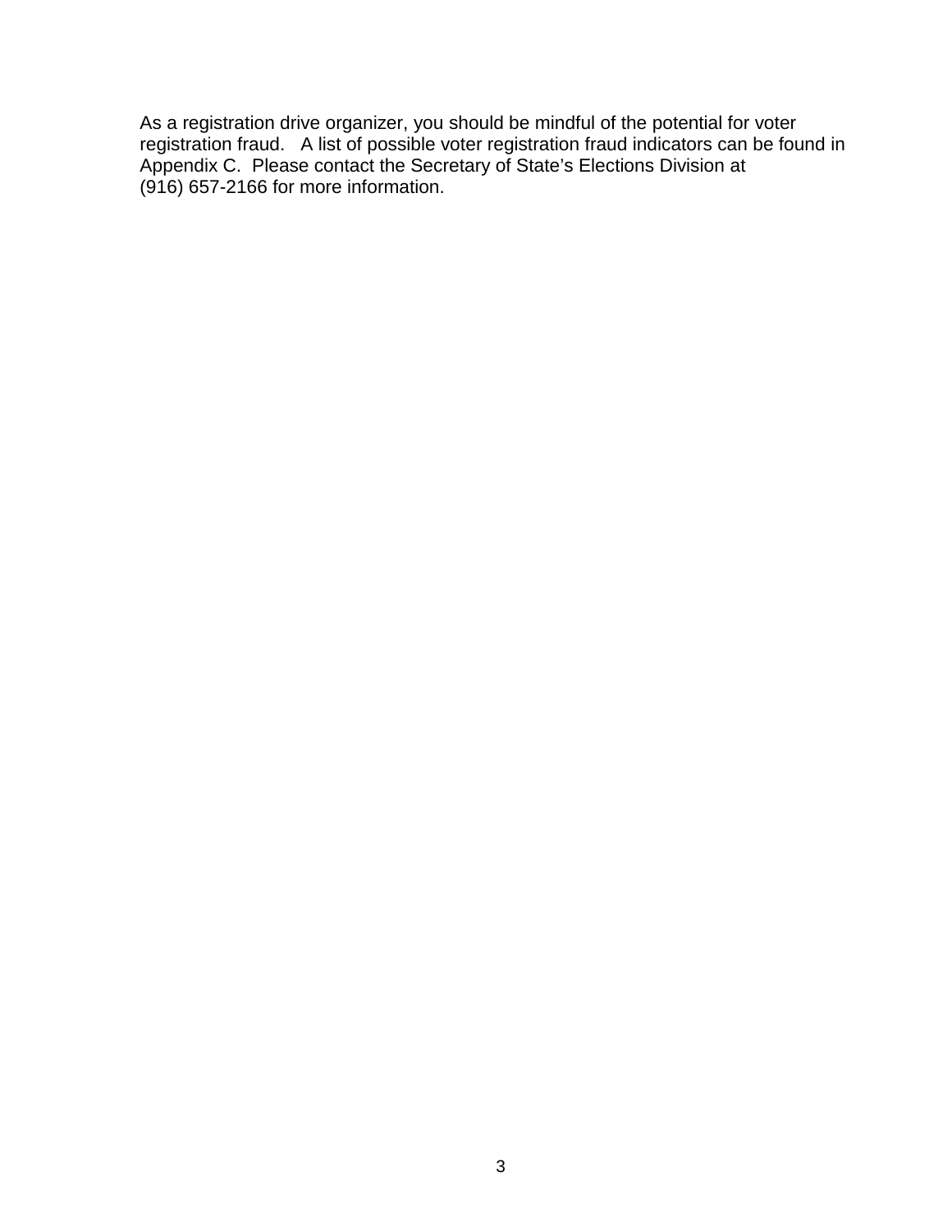As a registration drive organizer, you should be mindful of the potential for voter registration fraud. A list of possible voter registration fraud indicators can be found in Appendix C. Please contact the Secretary of State's Elections Division at (916) 657-2166 for more information.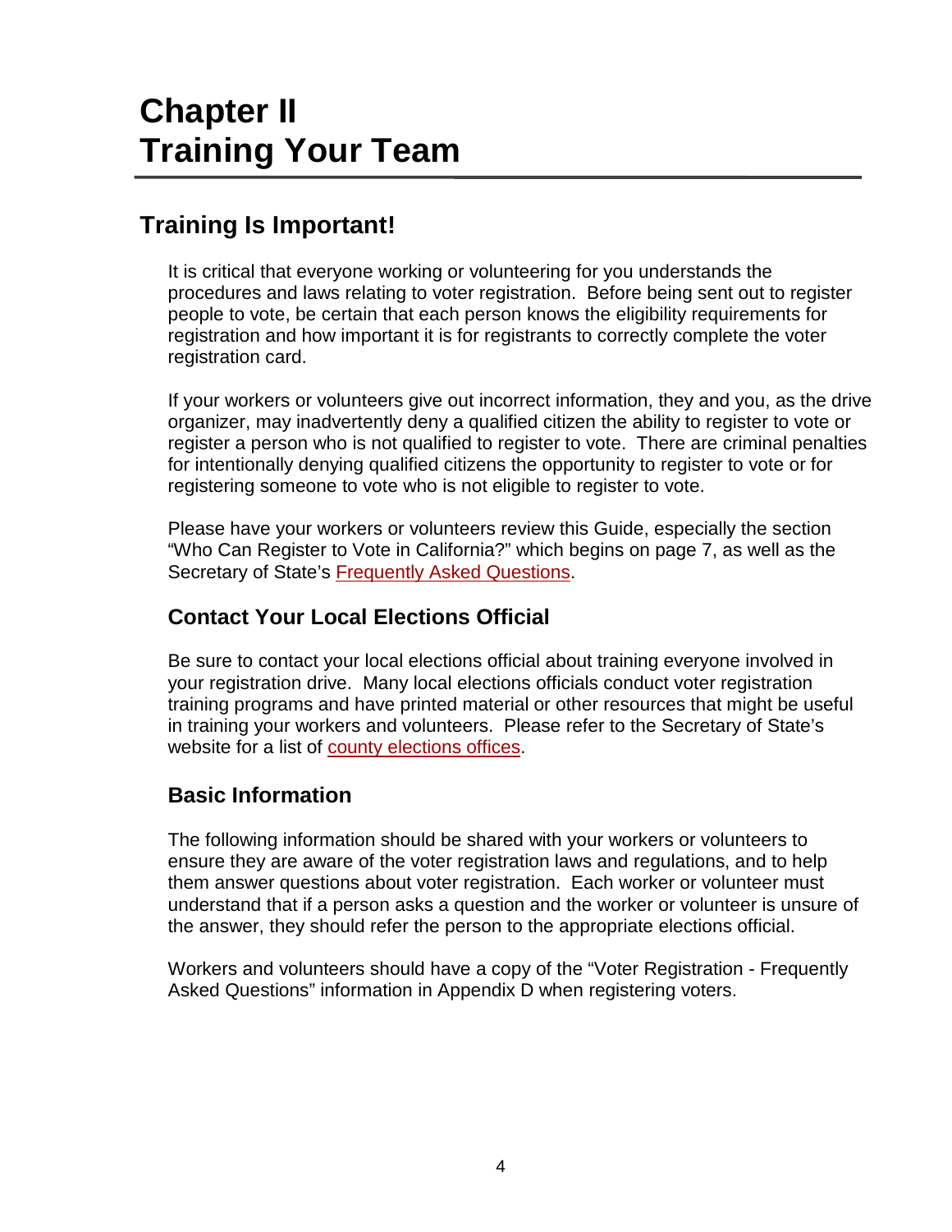# Chapter II
# Training Your Team

## Training Is Important!

It is critical that everyone working or volunteering for you understands the procedures and laws relating to voter registration. Before being sent out to register people to vote, be certain that each person knows the eligibility requirements for registration and how important it is for registrants to correctly complete the voter registration card.

If your workers or volunteers give out incorrect information, they and you, as the drive organizer, may inadvertently deny a qualified citizen the ability to register to vote or register a person who is not qualified to register to vote. There are criminal penalties for intentionally denying qualified citizens the opportunity to register to vote or for registering someone to vote who is not eligible to register to vote.

Please have your workers or volunteers review this Guide, especially the section "Who Can Register to Vote in California?" which begins on page 7, as well as the Secretary of State's Frequently Asked Questions.

### Contact Your Local Elections Official

Be sure to contact your local elections official about training everyone involved in your registration drive. Many local elections officials conduct voter registration training programs and have printed material or other resources that might be useful in training your workers and volunteers. Please refer to the Secretary of State's website for a list of county elections offices.

### Basic Information

The following information should be shared with your workers or volunteers to ensure they are aware of the voter registration laws and regulations, and to help them answer questions about voter registration. Each worker or volunteer must understand that if a person asks a question and the worker or volunteer is unsure of the answer, they should refer the person to the appropriate elections official.

Workers and volunteers should have a copy of the "Voter Registration - Frequently Asked Questions" information in Appendix D when registering voters.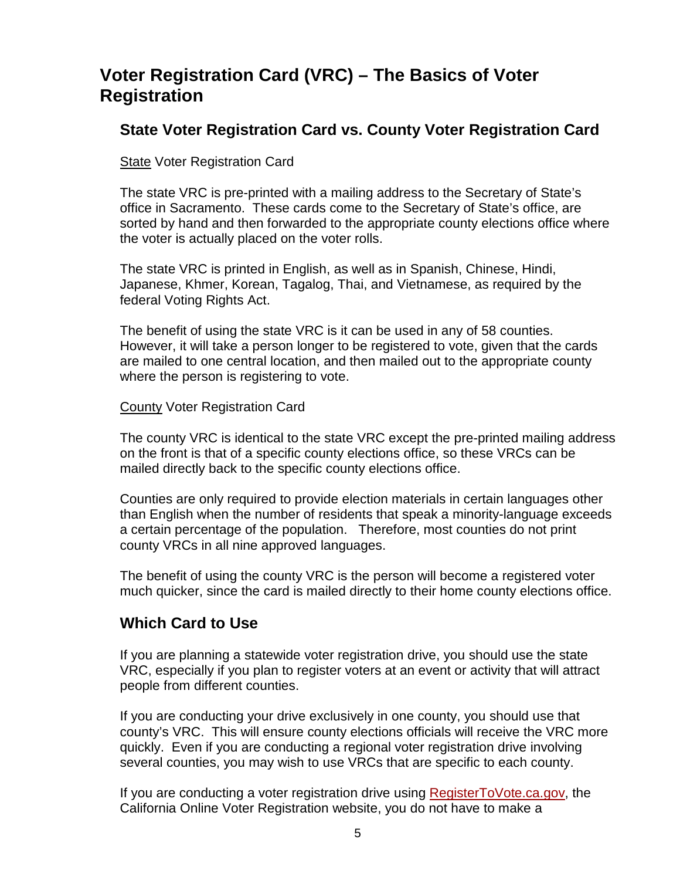# Voter Registration Card (VRC) – The Basics of Voter Registration

## State Voter Registration Card vs. County Voter Registration Card

State Voter Registration Card

The state VRC is pre-printed with a mailing address to the Secretary of State's office in Sacramento. These cards come to the Secretary of State's office, are sorted by hand and then forwarded to the appropriate county elections office where the voter is actually placed on the voter rolls.

The state VRC is printed in English, as well as in Spanish, Chinese, Hindi, Japanese, Khmer, Korean, Tagalog, Thai, and Vietnamese, as required by the federal Voting Rights Act.

The benefit of using the state VRC is it can be used in any of 58 counties. However, it will take a person longer to be registered to vote, given that the cards are mailed to one central location, and then mailed out to the appropriate county where the person is registering to vote.

County Voter Registration Card

The county VRC is identical to the state VRC except the pre-printed mailing address on the front is that of a specific county elections office, so these VRCs can be mailed directly back to the specific county elections office.

Counties are only required to provide election materials in certain languages other than English when the number of residents that speak a minority-language exceeds a certain percentage of the population. Therefore, most counties do not print county VRCs in all nine approved languages.

The benefit of using the county VRC is the person will become a registered voter much quicker, since the card is mailed directly to their home county elections office.

## Which Card to Use

If you are planning a statewide voter registration drive, you should use the state VRC, especially if you plan to register voters at an event or activity that will attract people from different counties.

If you are conducting your drive exclusively in one county, you should use that county's VRC. This will ensure county elections officials will receive the VRC more quickly. Even if you are conducting a regional voter registration drive involving several counties, you may wish to use VRCs that are specific to each county.

If you are conducting a voter registration drive using RegisterToVote.ca.gov, the California Online Voter Registration website, you do not have to make a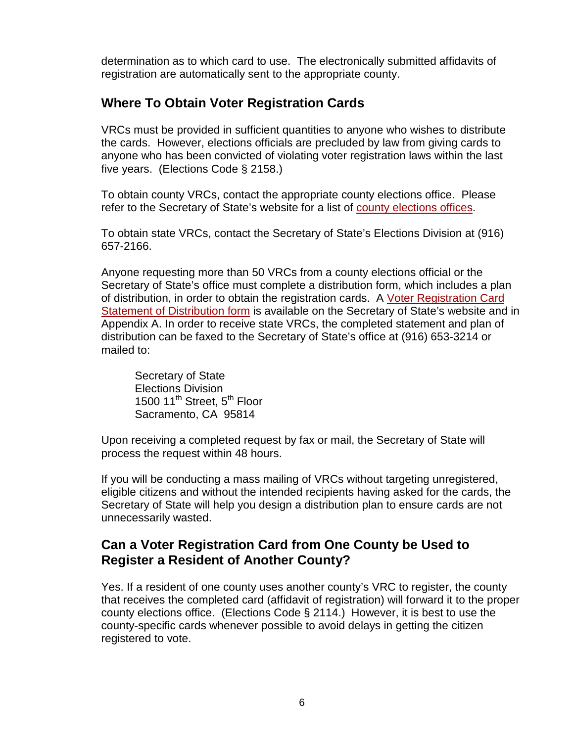determination as to which card to use. The electronically submitted affidavits of registration are automatically sent to the appropriate county.

## Where To Obtain Voter Registration Cards

VRCs must be provided in sufficient quantities to anyone who wishes to distribute the cards. However, elections officials are precluded by law from giving cards to anyone who has been convicted of violating voter registration laws within the last five years. (Elections Code § 2158.)

To obtain county VRCs, contact the appropriate county elections office. Please refer to the Secretary of State's website for a list of county elections offices.

To obtain state VRCs, contact the Secretary of State's Elections Division at (916) 657-2166.

Anyone requesting more than 50 VRCs from a county elections official or the Secretary of State's office must complete a distribution form, which includes a plan of distribution, in order to obtain the registration cards. A Voter Registration Card Statement of Distribution form is available on the Secretary of State's website and in Appendix A. In order to receive state VRCs, the completed statement and plan of distribution can be faxed to the Secretary of State's office at (916) 653-3214 or mailed to:

> Secretary of State
> Elections Division
> 1500 11th Street, 5th Floor
> Sacramento, CA 95814

Upon receiving a completed request by fax or mail, the Secretary of State will process the request within 48 hours.

If you will be conducting a mass mailing of VRCs without targeting unregistered, eligible citizens and without the intended recipients having asked for the cards, the Secretary of State will help you design a distribution plan to ensure cards are not unnecessarily wasted.

## Can a Voter Registration Card from One County be Used to Register a Resident of Another County?

Yes. If a resident of one county uses another county's VRC to register, the county that receives the completed card (affidavit of registration) will forward it to the proper county elections office. (Elections Code § 2114.) However, it is best to use the county-specific cards whenever possible to avoid delays in getting the citizen registered to vote.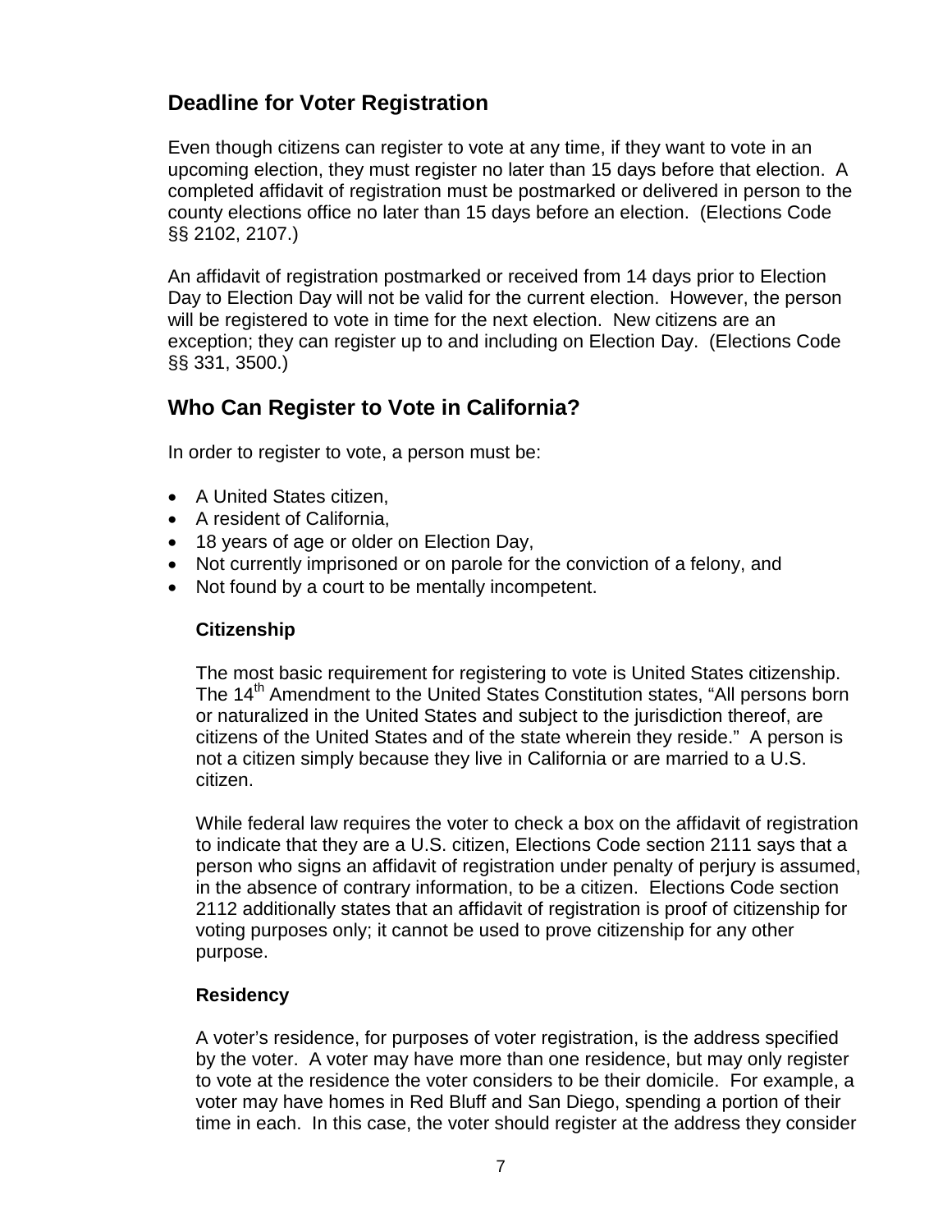## Deadline for Voter Registration

Even though citizens can register to vote at any time, if they want to vote in an upcoming election, they must register no later than 15 days before that election. A completed affidavit of registration must be postmarked or delivered in person to the county elections office no later than 15 days before an election. (Elections Code §§ 2102, 2107.)

An affidavit of registration postmarked or received from 14 days prior to Election Day to Election Day will not be valid for the current election. However, the person will be registered to vote in time for the next election. New citizens are an exception; they can register up to and including on Election Day. (Elections Code §§ 331, 3500.)

## Who Can Register to Vote in California?

In order to register to vote, a person must be:

- A United States citizen,
- A resident of California,
- 18 years of age or older on Election Day,
- Not currently imprisoned or on parole for the conviction of a felony, and
- Not found by a court to be mentally incompetent.

### Citizenship

The most basic requirement for registering to vote is United States citizenship. The 14th Amendment to the United States Constitution states, "All persons born or naturalized in the United States and subject to the jurisdiction thereof, are citizens of the United States and of the state wherein they reside." A person is not a citizen simply because they live in California or are married to a U.S. citizen.

While federal law requires the voter to check a box on the affidavit of registration to indicate that they are a U.S. citizen, Elections Code section 2111 says that a person who signs an affidavit of registration under penalty of perjury is assumed, in the absence of contrary information, to be a citizen. Elections Code section 2112 additionally states that an affidavit of registration is proof of citizenship for voting purposes only; it cannot be used to prove citizenship for any other purpose.

### Residency

A voter's residence, for purposes of voter registration, is the address specified by the voter. A voter may have more than one residence, but may only register to vote at the residence the voter considers to be their domicile. For example, a voter may have homes in Red Bluff and San Diego, spending a portion of their time in each. In this case, the voter should register at the address they consider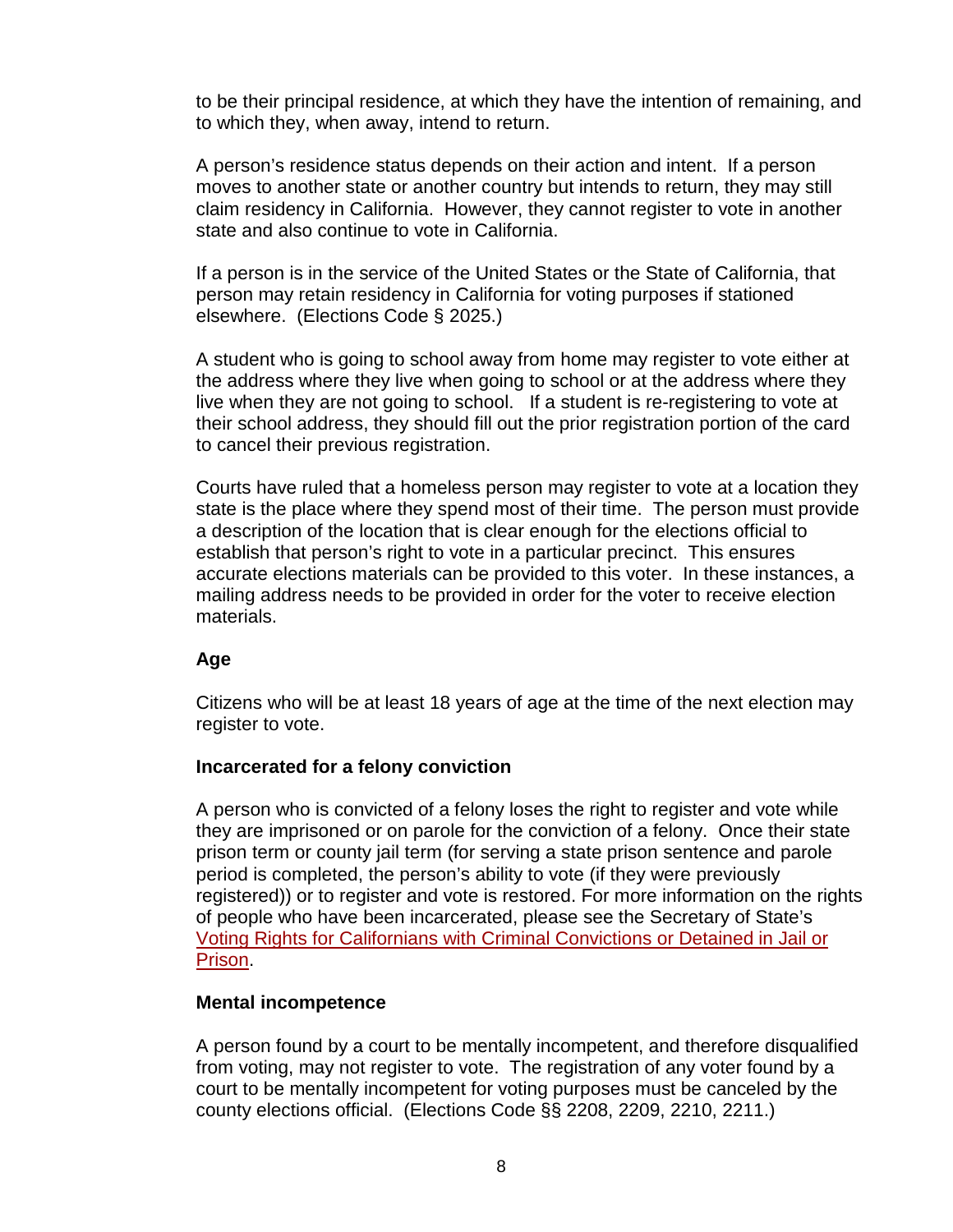to be their principal residence, at which they have the intention of remaining, and to which they, when away, intend to return.

A person's residence status depends on their action and intent. If a person moves to another state or another country but intends to return, they may still claim residency in California. However, they cannot register to vote in another state and also continue to vote in California.

If a person is in the service of the United States or the State of California, that person may retain residency in California for voting purposes if stationed elsewhere. (Elections Code § 2025.)

A student who is going to school away from home may register to vote either at the address where they live when going to school or at the address where they live when they are not going to school. If a student is re-registering to vote at their school address, they should fill out the prior registration portion of the card to cancel their previous registration.

Courts have ruled that a homeless person may register to vote at a location they state is the place where they spend most of their time. The person must provide a description of the location that is clear enough for the elections official to establish that person's right to vote in a particular precinct. This ensures accurate elections materials can be provided to this voter. In these instances, a mailing address needs to be provided in order for the voter to receive election materials.

**Age**

Citizens who will be at least 18 years of age at the time of the next election may register to vote.

**Incarcerated for a felony conviction**

A person who is convicted of a felony loses the right to register and vote while they are imprisoned or on parole for the conviction of a felony. Once their state prison term or county jail term (for serving a state prison sentence and parole period is completed, the person's ability to vote (if they were previously registered)) or to register and vote is restored. For more information on the rights of people who have been incarcerated, please see the Secretary of State's Voting Rights for Californians with Criminal Convictions or Detained in Jail or Prison.

**Mental incompetence**

A person found by a court to be mentally incompetent, and therefore disqualified from voting, may not register to vote. The registration of any voter found by a court to be mentally incompetent for voting purposes must be canceled by the county elections official. (Elections Code §§ 2208, 2209, 2210, 2211.)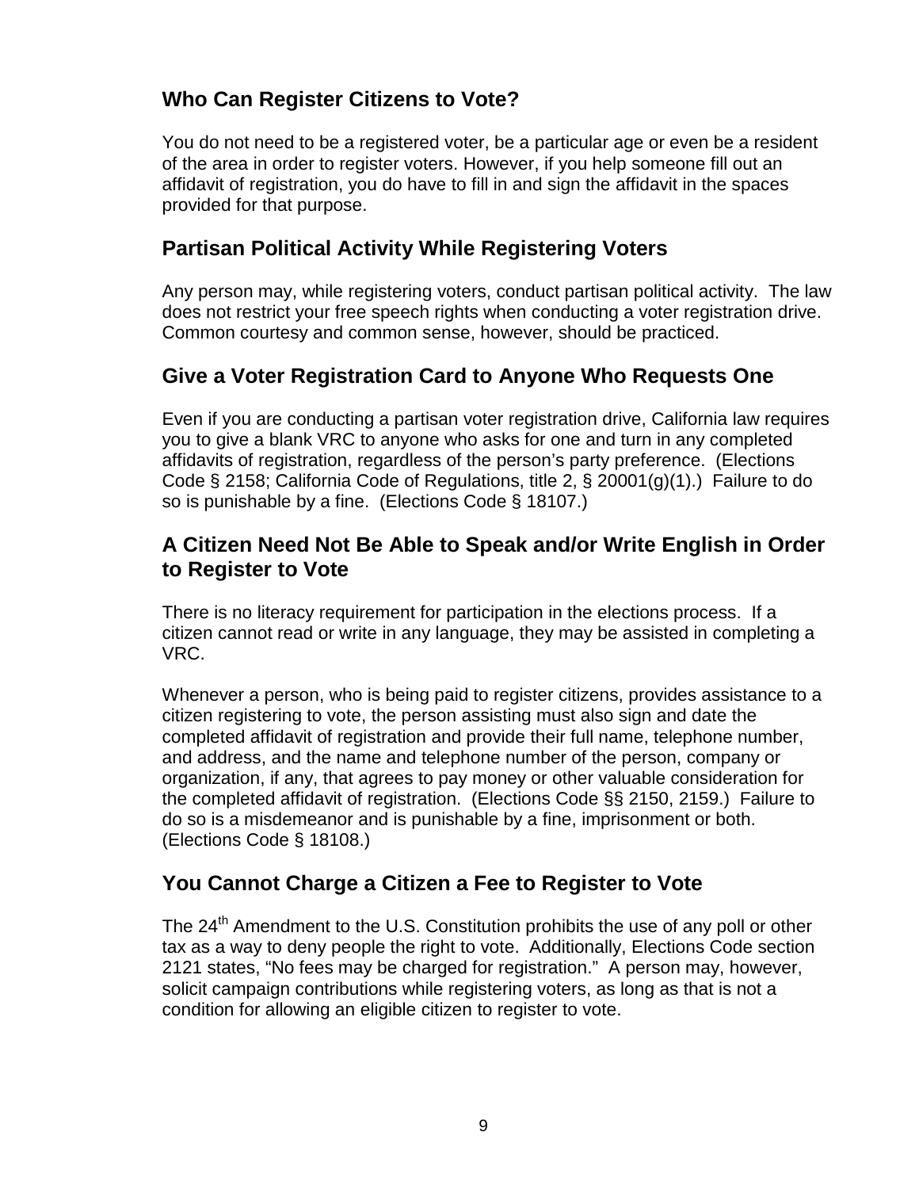## Who Can Register Citizens to Vote?

You do not need to be a registered voter, be a particular age or even be a resident of the area in order to register voters. However, if you help someone fill out an affidavit of registration, you do have to fill in and sign the affidavit in the spaces provided for that purpose.

## Partisan Political Activity While Registering Voters

Any person may, while registering voters, conduct partisan political activity. The law does not restrict your free speech rights when conducting a voter registration drive. Common courtesy and common sense, however, should be practiced.

## Give a Voter Registration Card to Anyone Who Requests One

Even if you are conducting a partisan voter registration drive, California law requires you to give a blank VRC to anyone who asks for one and turn in any completed affidavits of registration, regardless of the person's party preference. (Elections Code § 2158; California Code of Regulations, title 2, § 20001(g)(1).) Failure to do so is punishable by a fine. (Elections Code § 18107.)

## A Citizen Need Not Be Able to Speak and/or Write English in Order to Register to Vote

There is no literacy requirement for participation in the elections process. If a citizen cannot read or write in any language, they may be assisted in completing a VRC.

Whenever a person, who is being paid to register citizens, provides assistance to a citizen registering to vote, the person assisting must also sign and date the completed affidavit of registration and provide their full name, telephone number, and address, and the name and telephone number of the person, company or organization, if any, that agrees to pay money or other valuable consideration for the completed affidavit of registration. (Elections Code §§ 2150, 2159.) Failure to do so is a misdemeanor and is punishable by a fine, imprisonment or both. (Elections Code § 18108.)

## You Cannot Charge a Citizen a Fee to Register to Vote

The 24th Amendment to the U.S. Constitution prohibits the use of any poll or other tax as a way to deny people the right to vote. Additionally, Elections Code section 2121 states, "No fees may be charged for registration." A person may, however, solicit campaign contributions while registering voters, as long as that is not a condition for allowing an eligible citizen to register to vote.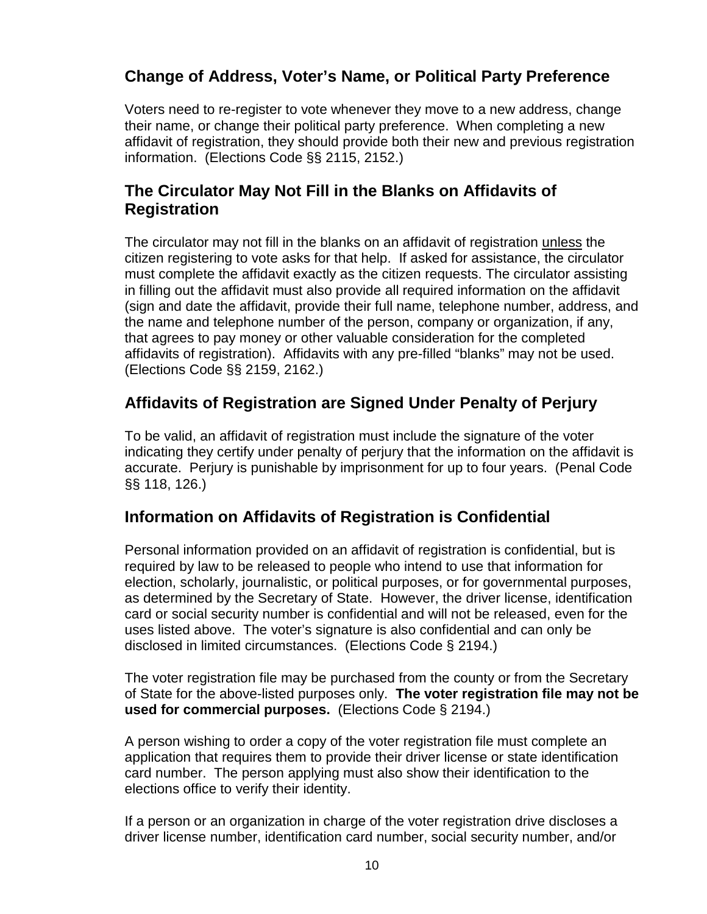## Change of Address, Voter's Name, or Political Party Preference

Voters need to re-register to vote whenever they move to a new address, change their name, or change their political party preference. When completing a new affidavit of registration, they should provide both their new and previous registration information. (Elections Code §§ 2115, 2152.)

## The Circulator May Not Fill in the Blanks on Affidavits of Registration

The circulator may not fill in the blanks on an affidavit of registration unless the citizen registering to vote asks for that help. If asked for assistance, the circulator must complete the affidavit exactly as the citizen requests. The circulator assisting in filling out the affidavit must also provide all required information on the affidavit (sign and date the affidavit, provide their full name, telephone number, address, and the name and telephone number of the person, company or organization, if any, that agrees to pay money or other valuable consideration for the completed affidavits of registration). Affidavits with any pre-filled "blanks" may not be used. (Elections Code §§ 2159, 2162.)

## Affidavits of Registration are Signed Under Penalty of Perjury

To be valid, an affidavit of registration must include the signature of the voter indicating they certify under penalty of perjury that the information on the affidavit is accurate. Perjury is punishable by imprisonment for up to four years. (Penal Code §§ 118, 126.)

## Information on Affidavits of Registration is Confidential

Personal information provided on an affidavit of registration is confidential, but is required by law to be released to people who intend to use that information for election, scholarly, journalistic, or political purposes, or for governmental purposes, as determined by the Secretary of State. However, the driver license, identification card or social security number is confidential and will not be released, even for the uses listed above. The voter's signature is also confidential and can only be disclosed in limited circumstances. (Elections Code § 2194.)

The voter registration file may be purchased from the county or from the Secretary of State for the above-listed purposes only. **The voter registration file may not be used for commercial purposes.** (Elections Code § 2194.)

A person wishing to order a copy of the voter registration file must complete an application that requires them to provide their driver license or state identification card number. The person applying must also show their identification to the elections office to verify their identity.

If a person or an organization in charge of the voter registration drive discloses a driver license number, identification card number, social security number, and/or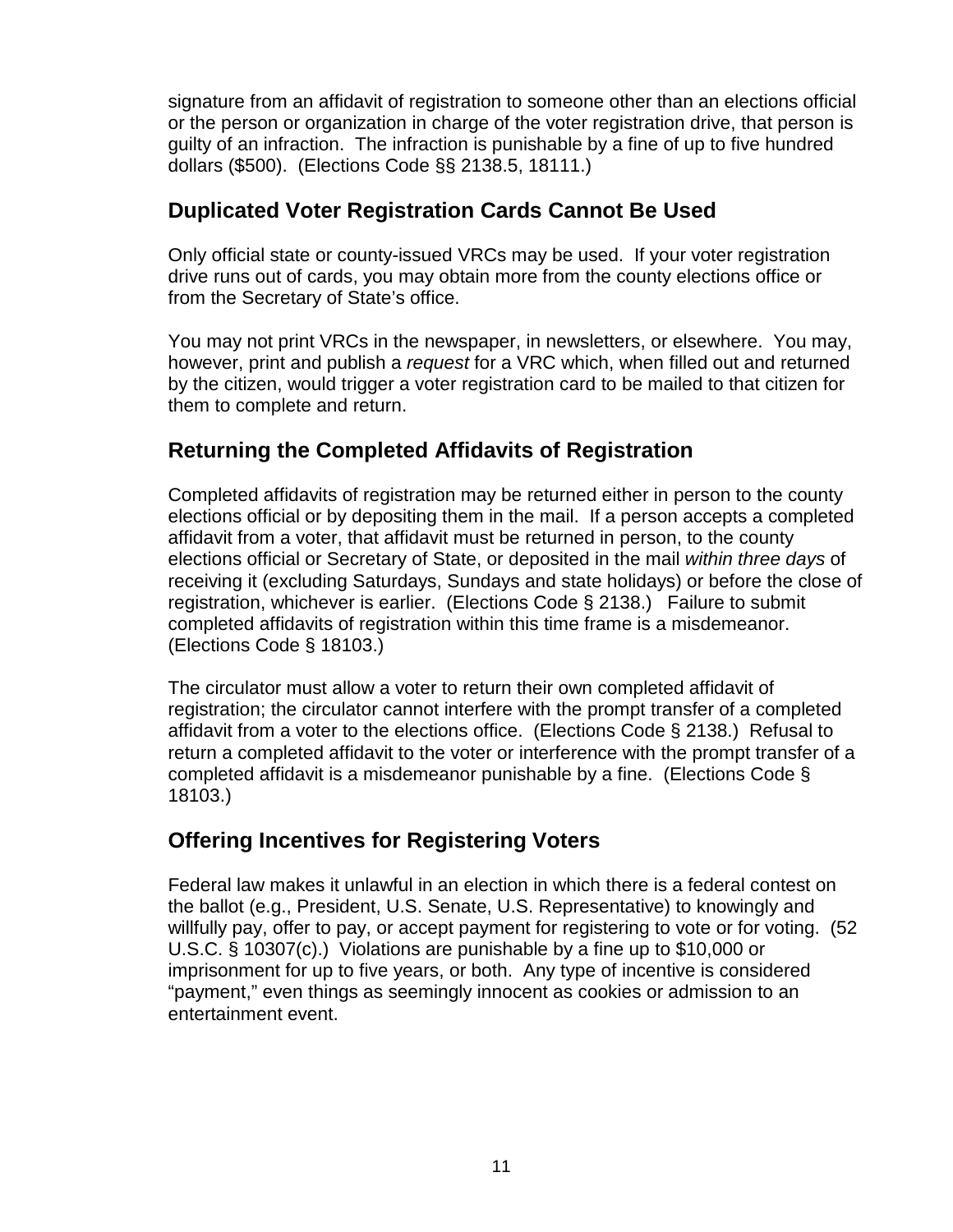signature from an affidavit of registration to someone other than an elections official or the person or organization in charge of the voter registration drive, that person is guilty of an infraction. The infraction is punishable by a fine of up to five hundred dollars ($500). (Elections Code §§ 2138.5, 18111.)

## Duplicated Voter Registration Cards Cannot Be Used

Only official state or county-issued VRCs may be used. If your voter registration drive runs out of cards, you may obtain more from the county elections office or from the Secretary of State's office.

You may not print VRCs in the newspaper, in newsletters, or elsewhere. You may, however, print and publish a *request* for a VRC which, when filled out and returned by the citizen, would trigger a voter registration card to be mailed to that citizen for them to complete and return.

## Returning the Completed Affidavits of Registration

Completed affidavits of registration may be returned either in person to the county elections official or by depositing them in the mail. If a person accepts a completed affidavit from a voter, that affidavit must be returned in person, to the county elections official or Secretary of State, or deposited in the mail *within three days* of receiving it (excluding Saturdays, Sundays and state holidays) or before the close of registration, whichever is earlier. (Elections Code § 2138.) Failure to submit completed affidavits of registration within this time frame is a misdemeanor. (Elections Code § 18103.)

The circulator must allow a voter to return their own completed affidavit of registration; the circulator cannot interfere with the prompt transfer of a completed affidavit from a voter to the elections office. (Elections Code § 2138.) Refusal to return a completed affidavit to the voter or interference with the prompt transfer of a completed affidavit is a misdemeanor punishable by a fine. (Elections Code § 18103.)

## Offering Incentives for Registering Voters

Federal law makes it unlawful in an election in which there is a federal contest on the ballot (e.g., President, U.S. Senate, U.S. Representative) to knowingly and willfully pay, offer to pay, or accept payment for registering to vote or for voting. (52 U.S.C. § 10307(c).) Violations are punishable by a fine up to $10,000 or imprisonment for up to five years, or both. Any type of incentive is considered "payment," even things as seemingly innocent as cookies or admission to an entertainment event.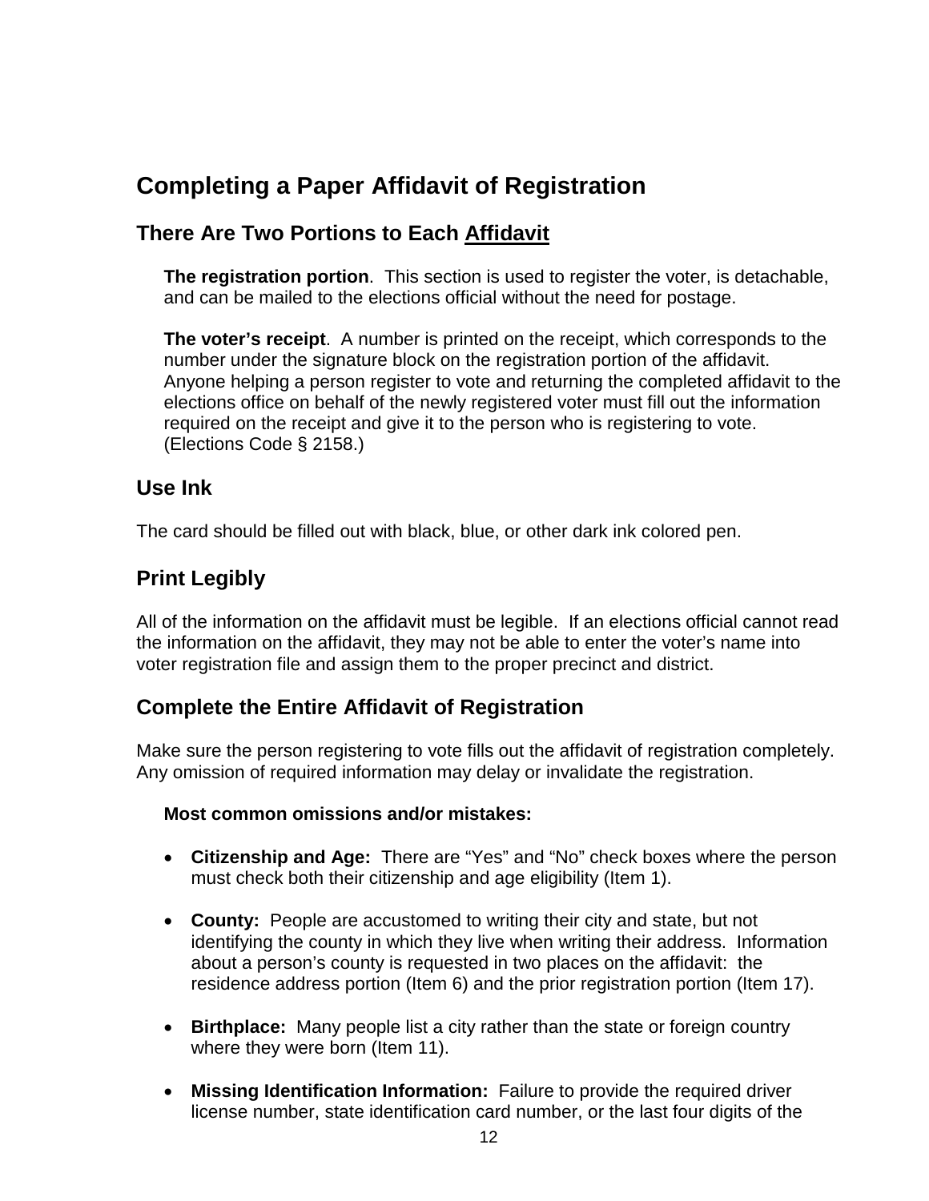# Completing a Paper Affidavit of Registration

## There Are Two Portions to Each Affidavit

**The registration portion**. This section is used to register the voter, is detachable, and can be mailed to the elections official without the need for postage.

**The voter's receipt**. A number is printed on the receipt, which corresponds to the number under the signature block on the registration portion of the affidavit. Anyone helping a person register to vote and returning the completed affidavit to the elections office on behalf of the newly registered voter must fill out the information required on the receipt and give it to the person who is registering to vote. (Elections Code § 2158.)

## Use Ink

The card should be filled out with black, blue, or other dark ink colored pen.

## Print Legibly

All of the information on the affidavit must be legible. If an elections official cannot read the information on the affidavit, they may not be able to enter the voter's name into voter registration file and assign them to the proper precinct and district.

## Complete the Entire Affidavit of Registration

Make sure the person registering to vote fills out the affidavit of registration completely. Any omission of required information may delay or invalidate the registration.

**Most common omissions and/or mistakes:**

- **Citizenship and Age:** There are "Yes" and "No" check boxes where the person must check both their citizenship and age eligibility (Item 1).
- **County:** People are accustomed to writing their city and state, but not identifying the county in which they live when writing their address. Information about a person's county is requested in two places on the affidavit: the residence address portion (Item 6) and the prior registration portion (Item 17).
- **Birthplace:** Many people list a city rather than the state or foreign country where they were born (Item 11).
- **Missing Identification Information:** Failure to provide the required driver license number, state identification card number, or the last four digits of the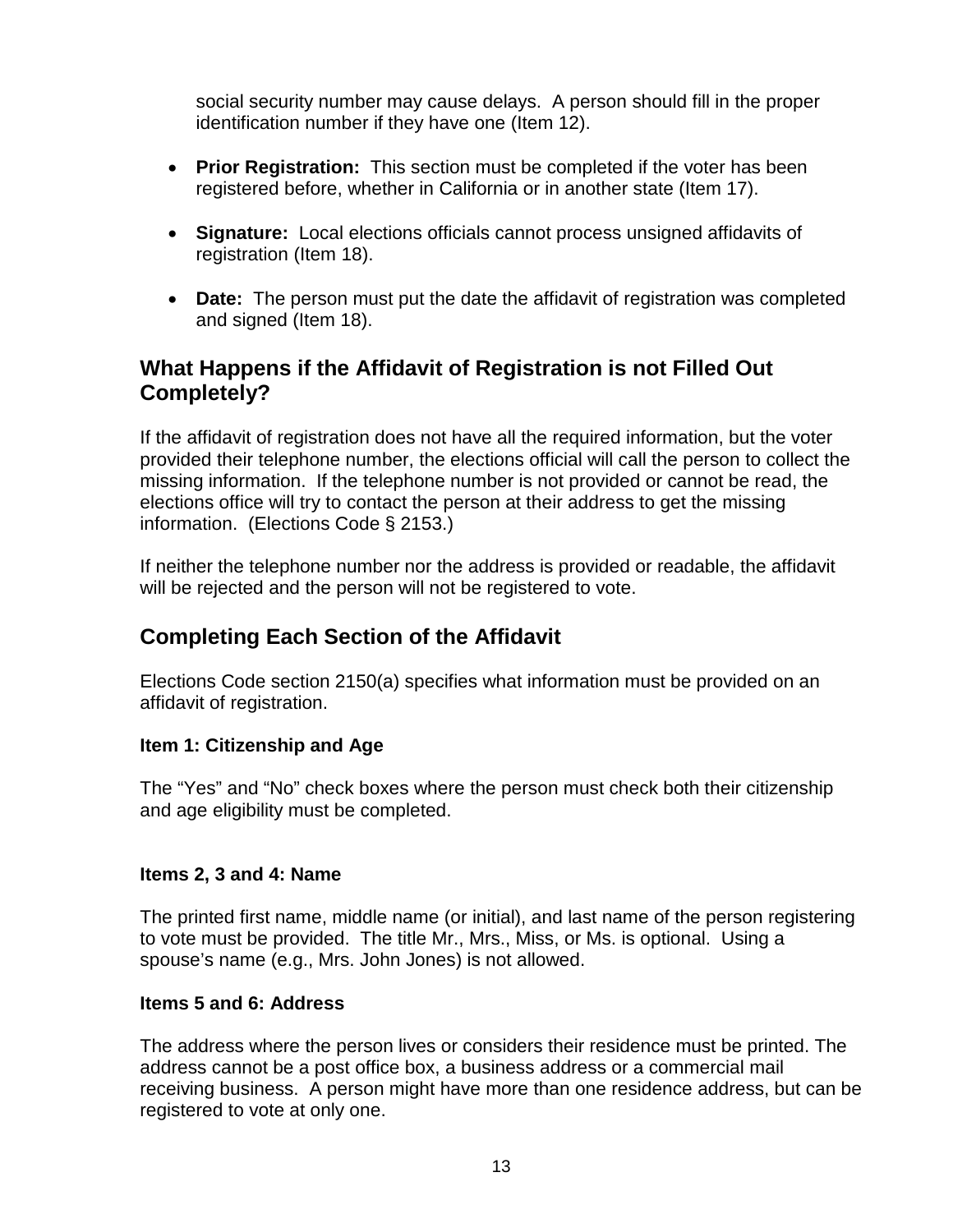social security number may cause delays. A person should fill in the proper identification number if they have one (Item 12).

- **Prior Registration:** This section must be completed if the voter has been registered before, whether in California or in another state (Item 17).
- **Signature:** Local elections officials cannot process unsigned affidavits of registration (Item 18).
- **Date:** The person must put the date the affidavit of registration was completed and signed (Item 18).

## What Happens if the Affidavit of Registration is not Filled Out Completely?

If the affidavit of registration does not have all the required information, but the voter provided their telephone number, the elections official will call the person to collect the missing information. If the telephone number is not provided or cannot be read, the elections office will try to contact the person at their address to get the missing information. (Elections Code § 2153.)

If neither the telephone number nor the address is provided or readable, the affidavit will be rejected and the person will not be registered to vote.

## Completing Each Section of the Affidavit

Elections Code section 2150(a) specifies what information must be provided on an affidavit of registration.

### Item 1: Citizenship and Age

The "Yes" and "No" check boxes where the person must check both their citizenship and age eligibility must be completed.

### Items 2, 3 and 4: Name

The printed first name, middle name (or initial), and last name of the person registering to vote must be provided. The title Mr., Mrs., Miss, or Ms. is optional. Using a spouse's name (e.g., Mrs. John Jones) is not allowed.

### Items 5 and 6: Address

The address where the person lives or considers their residence must be printed. The address cannot be a post office box, a business address or a commercial mail receiving business. A person might have more than one residence address, but can be registered to vote at only one.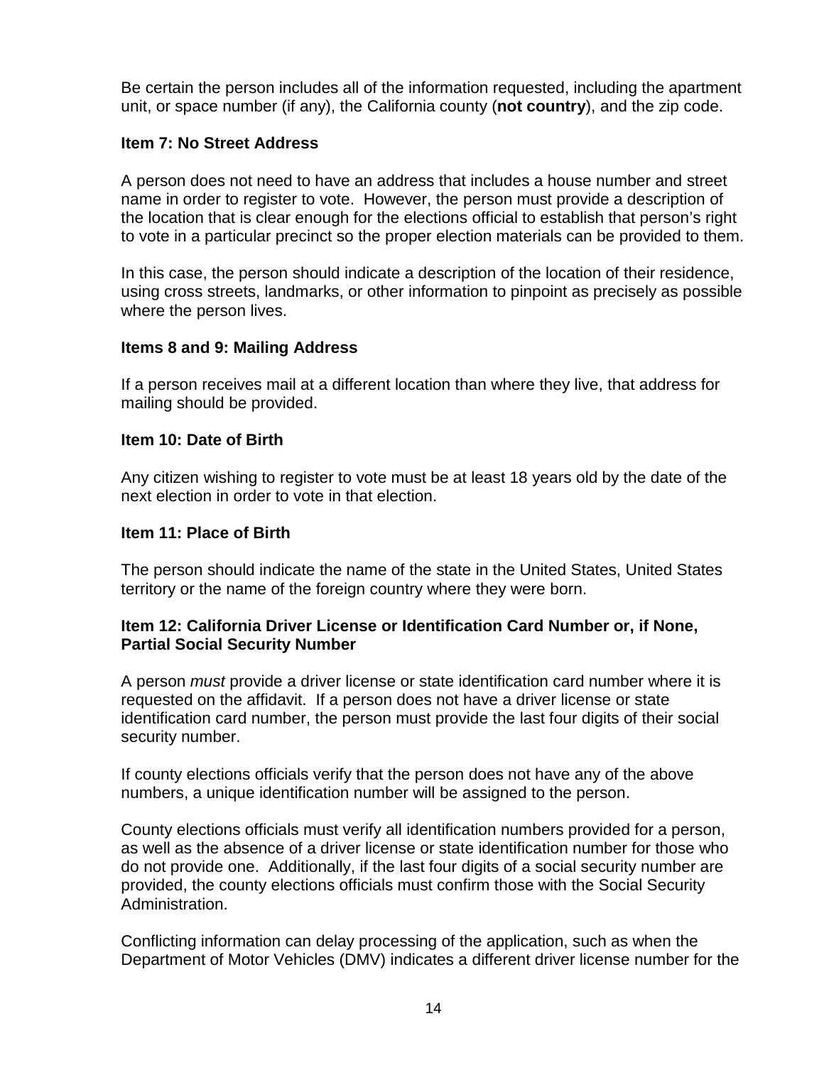Be certain the person includes all of the information requested, including the apartment unit, or space number (if any), the California county (**not country**), and the zip code.

### Item 7: No Street Address

A person does not need to have an address that includes a house number and street name in order to register to vote. However, the person must provide a description of the location that is clear enough for the elections official to establish that person's right to vote in a particular precinct so the proper election materials can be provided to them.

In this case, the person should indicate a description of the location of their residence, using cross streets, landmarks, or other information to pinpoint as precisely as possible where the person lives.

### Items 8 and 9: Mailing Address

If a person receives mail at a different location than where they live, that address for mailing should be provided.

### Item 10: Date of Birth

Any citizen wishing to register to vote must be at least 18 years old by the date of the next election in order to vote in that election.

### Item 11: Place of Birth

The person should indicate the name of the state in the United States, United States territory or the name of the foreign country where they were born.

### Item 12: California Driver License or Identification Card Number or, if None, Partial Social Security Number

A person *must* provide a driver license or state identification card number where it is requested on the affidavit. If a person does not have a driver license or state identification card number, the person must provide the last four digits of their social security number.

If county elections officials verify that the person does not have any of the above numbers, a unique identification number will be assigned to the person.

County elections officials must verify all identification numbers provided for a person, as well as the absence of a driver license or state identification number for those who do not provide one. Additionally, if the last four digits of a social security number are provided, the county elections officials must confirm those with the Social Security Administration.

Conflicting information can delay processing of the application, such as when the Department of Motor Vehicles (DMV) indicates a different driver license number for the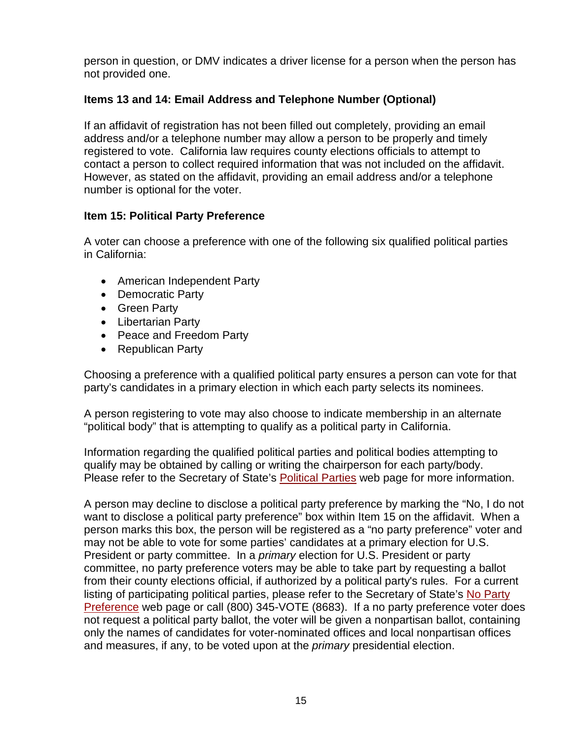person in question, or DMV indicates a driver license for a person when the person has not provided one.

### Items 13 and 14: Email Address and Telephone Number (Optional)

If an affidavit of registration has not been filled out completely, providing an email address and/or a telephone number may allow a person to be properly and timely registered to vote. California law requires county elections officials to attempt to contact a person to collect required information that was not included on the affidavit. However, as stated on the affidavit, providing an email address and/or a telephone number is optional for the voter.

### Item 15: Political Party Preference

A voter can choose a preference with one of the following six qualified political parties in California:

- American Independent Party
- Democratic Party
- Green Party
- Libertarian Party
- Peace and Freedom Party
- Republican Party

Choosing a preference with a qualified political party ensures a person can vote for that party's candidates in a primary election in which each party selects its nominees.

A person registering to vote may also choose to indicate membership in an alternate "political body" that is attempting to qualify as a political party in California.

Information regarding the qualified political parties and political bodies attempting to qualify may be obtained by calling or writing the chairperson for each party/body. Please refer to the Secretary of State's Political Parties web page for more information.

A person may decline to disclose a political party preference by marking the "No, I do not want to disclose a political party preference" box within Item 15 on the affidavit. When a person marks this box, the person will be registered as a "no party preference" voter and may not be able to vote for some parties' candidates at a primary election for U.S. President or party committee. In a *primary* election for U.S. President or party committee, no party preference voters may be able to take part by requesting a ballot from their county elections official, if authorized by a political party's rules. For a current listing of participating political parties, please refer to the Secretary of State's No Party Preference web page or call (800) 345-VOTE (8683). If a no party preference voter does not request a political party ballot, the voter will be given a nonpartisan ballot, containing only the names of candidates for voter-nominated offices and local nonpartisan offices and measures, if any, to be voted upon at the *primary* presidential election.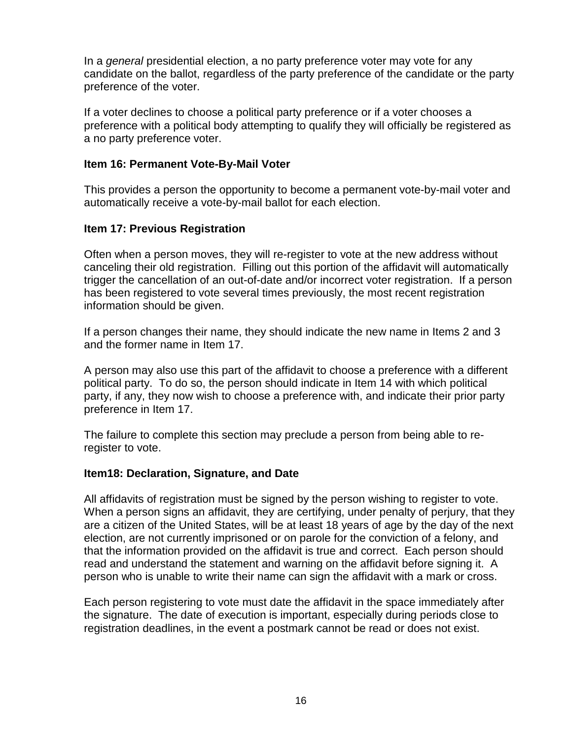In a *general* presidential election, a no party preference voter may vote for any candidate on the ballot, regardless of the party preference of the candidate or the party preference of the voter.

If a voter declines to choose a political party preference or if a voter chooses a preference with a political body attempting to qualify they will officially be registered as a no party preference voter.

**Item 16: Permanent Vote-By-Mail Voter**

This provides a person the opportunity to become a permanent vote-by-mail voter and automatically receive a vote-by-mail ballot for each election.

**Item 17: Previous Registration**

Often when a person moves, they will re-register to vote at the new address without canceling their old registration. Filling out this portion of the affidavit will automatically trigger the cancellation of an out-of-date and/or incorrect voter registration. If a person has been registered to vote several times previously, the most recent registration information should be given.

If a person changes their name, they should indicate the new name in Items 2 and 3 and the former name in Item 17.

A person may also use this part of the affidavit to choose a preference with a different political party. To do so, the person should indicate in Item 14 with which political party, if any, they now wish to choose a preference with, and indicate their prior party preference in Item 17.

The failure to complete this section may preclude a person from being able to re-register to vote.

**Item18: Declaration, Signature, and Date**

All affidavits of registration must be signed by the person wishing to register to vote. When a person signs an affidavit, they are certifying, under penalty of perjury, that they are a citizen of the United States, will be at least 18 years of age by the day of the next election, are not currently imprisoned or on parole for the conviction of a felony, and that the information provided on the affidavit is true and correct. Each person should read and understand the statement and warning on the affidavit before signing it. A person who is unable to write their name can sign the affidavit with a mark or cross.

Each person registering to vote must date the affidavit in the space immediately after the signature. The date of execution is important, especially during periods close to registration deadlines, in the event a postmark cannot be read or does not exist.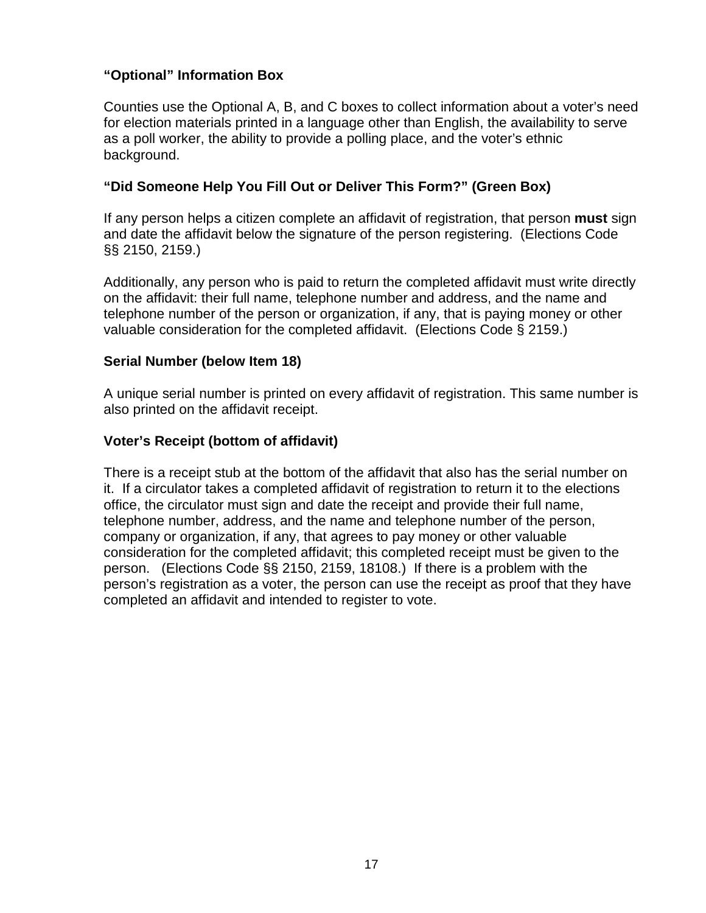### "Optional" Information Box

Counties use the Optional A, B, and C boxes to collect information about a voter's need for election materials printed in a language other than English, the availability to serve as a poll worker, the ability to provide a polling place, and the voter's ethnic background.

### "Did Someone Help You Fill Out or Deliver This Form?" (Green Box)

If any person helps a citizen complete an affidavit of registration, that person **must** sign and date the affidavit below the signature of the person registering. (Elections Code §§ 2150, 2159.)

Additionally, any person who is paid to return the completed affidavit must write directly on the affidavit: their full name, telephone number and address, and the name and telephone number of the person or organization, if any, that is paying money or other valuable consideration for the completed affidavit. (Elections Code § 2159.)

### Serial Number (below Item 18)

A unique serial number is printed on every affidavit of registration. This same number is also printed on the affidavit receipt.

### Voter's Receipt (bottom of affidavit)

There is a receipt stub at the bottom of the affidavit that also has the serial number on it. If a circulator takes a completed affidavit of registration to return it to the elections office, the circulator must sign and date the receipt and provide their full name, telephone number, address, and the name and telephone number of the person, company or organization, if any, that agrees to pay money or other valuable consideration for the completed affidavit; this completed receipt must be given to the person. (Elections Code §§ 2150, 2159, 18108.) If there is a problem with the person's registration as a voter, the person can use the receipt as proof that they have completed an affidavit and intended to register to vote.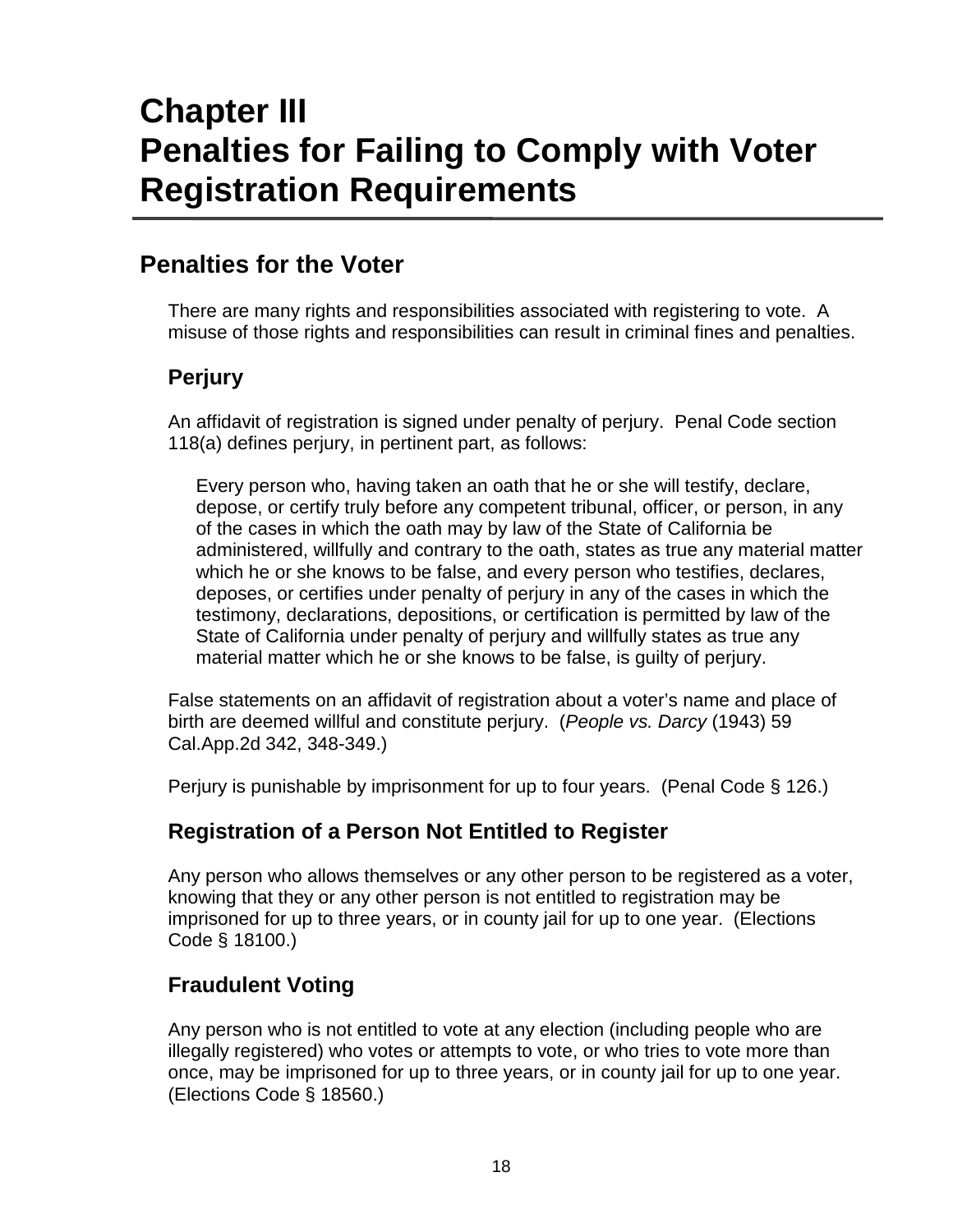# Chapter III
# Penalties for Failing to Comply with Voter Registration Requirements

## Penalties for the Voter

There are many rights and responsibilities associated with registering to vote. A misuse of those rights and responsibilities can result in criminal fines and penalties.

### Perjury

An affidavit of registration is signed under penalty of perjury. Penal Code section 118(a) defines perjury, in pertinent part, as follows:

> Every person who, having taken an oath that he or she will testify, declare, depose, or certify truly before any competent tribunal, officer, or person, in any of the cases in which the oath may by law of the State of California be administered, willfully and contrary to the oath, states as true any material matter which he or she knows to be false, and every person who testifies, declares, deposes, or certifies under penalty of perjury in any of the cases in which the testimony, declarations, depositions, or certification is permitted by law of the State of California under penalty of perjury and willfully states as true any material matter which he or she knows to be false, is guilty of perjury.

False statements on an affidavit of registration about a voter's name and place of birth are deemed willful and constitute perjury. (*People vs. Darcy* (1943) 59 Cal.App.2d 342, 348-349.)

Perjury is punishable by imprisonment for up to four years. (Penal Code § 126.)

### Registration of a Person Not Entitled to Register

Any person who allows themselves or any other person to be registered as a voter, knowing that they or any other person is not entitled to registration may be imprisoned for up to three years, or in county jail for up to one year. (Elections Code § 18100.)

### Fraudulent Voting

Any person who is not entitled to vote at any election (including people who are illegally registered) who votes or attempts to vote, or who tries to vote more than once, may be imprisoned for up to three years, or in county jail for up to one year. (Elections Code § 18560.)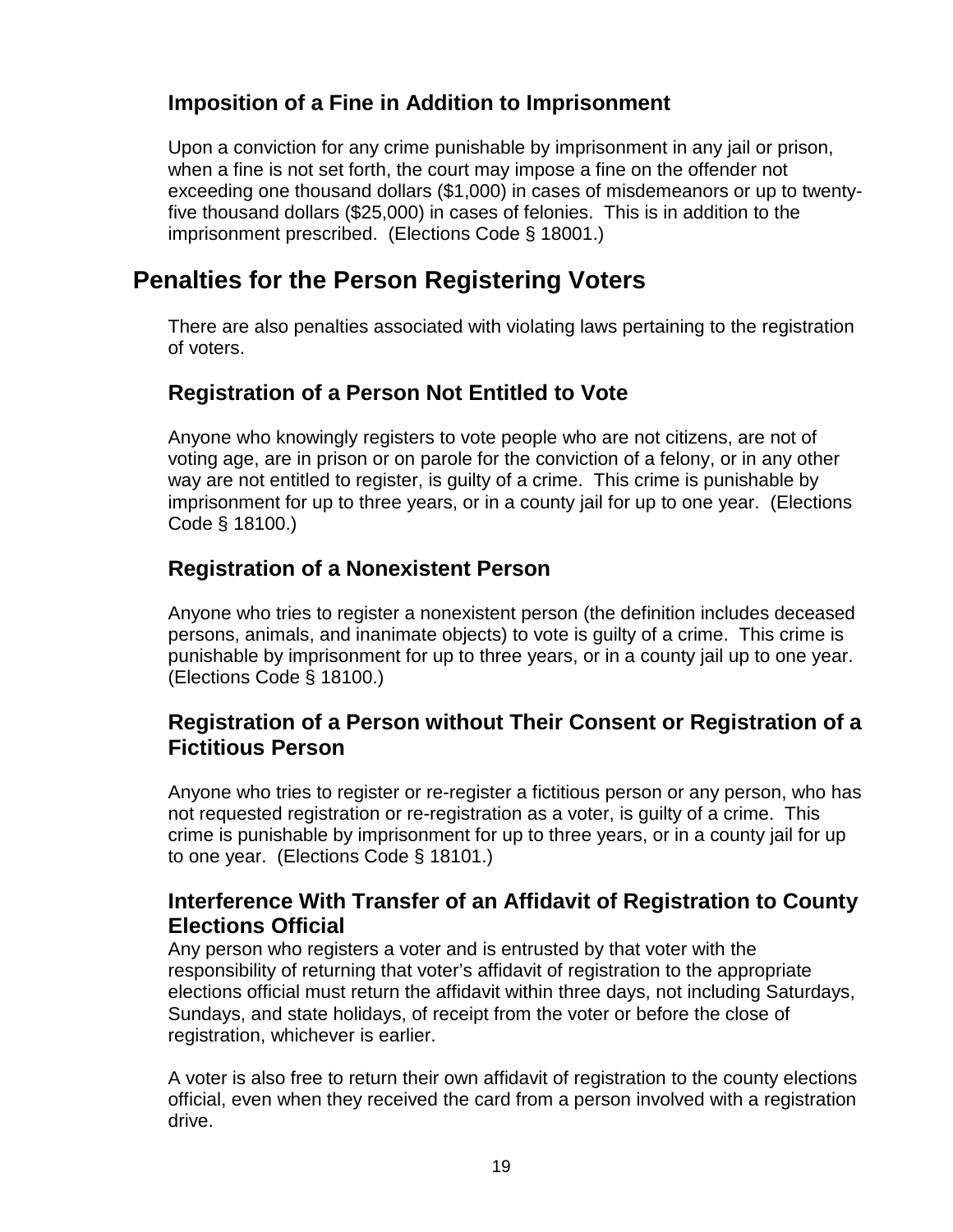### Imposition of a Fine in Addition to Imprisonment

Upon a conviction for any crime punishable by imprisonment in any jail or prison, when a fine is not set forth, the court may impose a fine on the offender not exceeding one thousand dollars ($1,000) in cases of misdemeanors or up to twenty-five thousand dollars ($25,000) in cases of felonies. This is in addition to the imprisonment prescribed. (Elections Code § 18001.)

## Penalties for the Person Registering Voters

There are also penalties associated with violating laws pertaining to the registration of voters.

### Registration of a Person Not Entitled to Vote

Anyone who knowingly registers to vote people who are not citizens, are not of voting age, are in prison or on parole for the conviction of a felony, or in any other way are not entitled to register, is guilty of a crime. This crime is punishable by imprisonment for up to three years, or in a county jail for up to one year. (Elections Code § 18100.)

### Registration of a Nonexistent Person

Anyone who tries to register a nonexistent person (the definition includes deceased persons, animals, and inanimate objects) to vote is guilty of a crime. This crime is punishable by imprisonment for up to three years, or in a county jail up to one year. (Elections Code § 18100.)

### Registration of a Person without Their Consent or Registration of a Fictitious Person

Anyone who tries to register or re-register a fictitious person or any person, who has not requested registration or re-registration as a voter, is guilty of a crime. This crime is punishable by imprisonment for up to three years, or in a county jail for up to one year. (Elections Code § 18101.)

### Interference With Transfer of an Affidavit of Registration to County Elections Official

Any person who registers a voter and is entrusted by that voter with the responsibility of returning that voter's affidavit of registration to the appropriate elections official must return the affidavit within three days, not including Saturdays, Sundays, and state holidays, of receipt from the voter or before the close of registration, whichever is earlier.

A voter is also free to return their own affidavit of registration to the county elections official, even when they received the card from a person involved with a registration drive.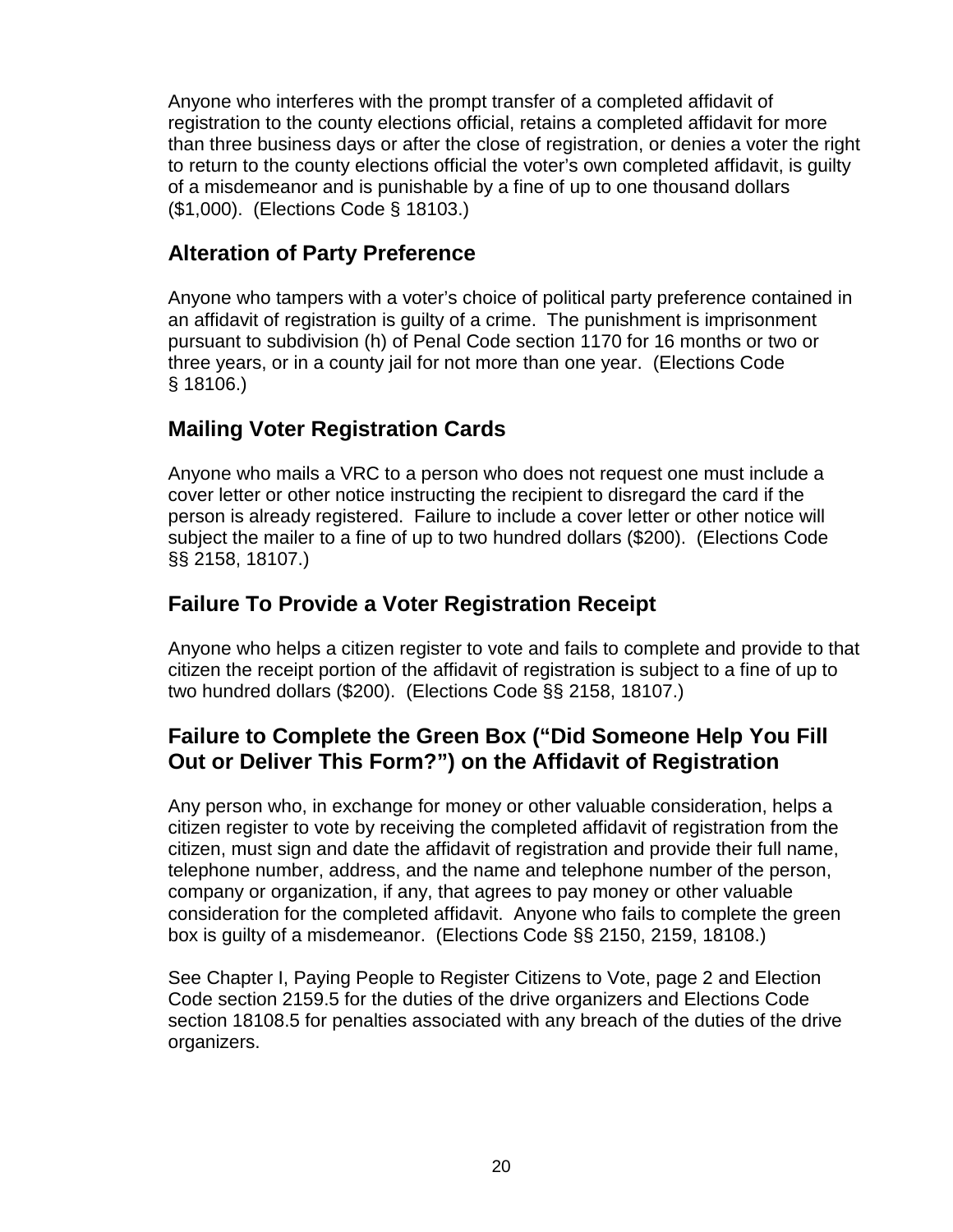Anyone who interferes with the prompt transfer of a completed affidavit of registration to the county elections official, retains a completed affidavit for more than three business days or after the close of registration, or denies a voter the right to return to the county elections official the voter's own completed affidavit, is guilty of a misdemeanor and is punishable by a fine of up to one thousand dollars ($1,000). (Elections Code § 18103.)

## Alteration of Party Preference

Anyone who tampers with a voter's choice of political party preference contained in an affidavit of registration is guilty of a crime. The punishment is imprisonment pursuant to subdivision (h) of Penal Code section 1170 for 16 months or two or three years, or in a county jail for not more than one year. (Elections Code § 18106.)

## Mailing Voter Registration Cards

Anyone who mails a VRC to a person who does not request one must include a cover letter or other notice instructing the recipient to disregard the card if the person is already registered. Failure to include a cover letter or other notice will subject the mailer to a fine of up to two hundred dollars ($200). (Elections Code §§ 2158, 18107.)

## Failure To Provide a Voter Registration Receipt

Anyone who helps a citizen register to vote and fails to complete and provide to that citizen the receipt portion of the affidavit of registration is subject to a fine of up to two hundred dollars ($200). (Elections Code §§ 2158, 18107.)

## Failure to Complete the Green Box ("Did Someone Help You Fill Out or Deliver This Form?") on the Affidavit of Registration

Any person who, in exchange for money or other valuable consideration, helps a citizen register to vote by receiving the completed affidavit of registration from the citizen, must sign and date the affidavit of registration and provide their full name, telephone number, address, and the name and telephone number of the person, company or organization, if any, that agrees to pay money or other valuable consideration for the completed affidavit. Anyone who fails to complete the green box is guilty of a misdemeanor. (Elections Code §§ 2150, 2159, 18108.)

See Chapter I, Paying People to Register Citizens to Vote, page 2 and Election Code section 2159.5 for the duties of the drive organizers and Elections Code section 18108.5 for penalties associated with any breach of the duties of the drive organizers.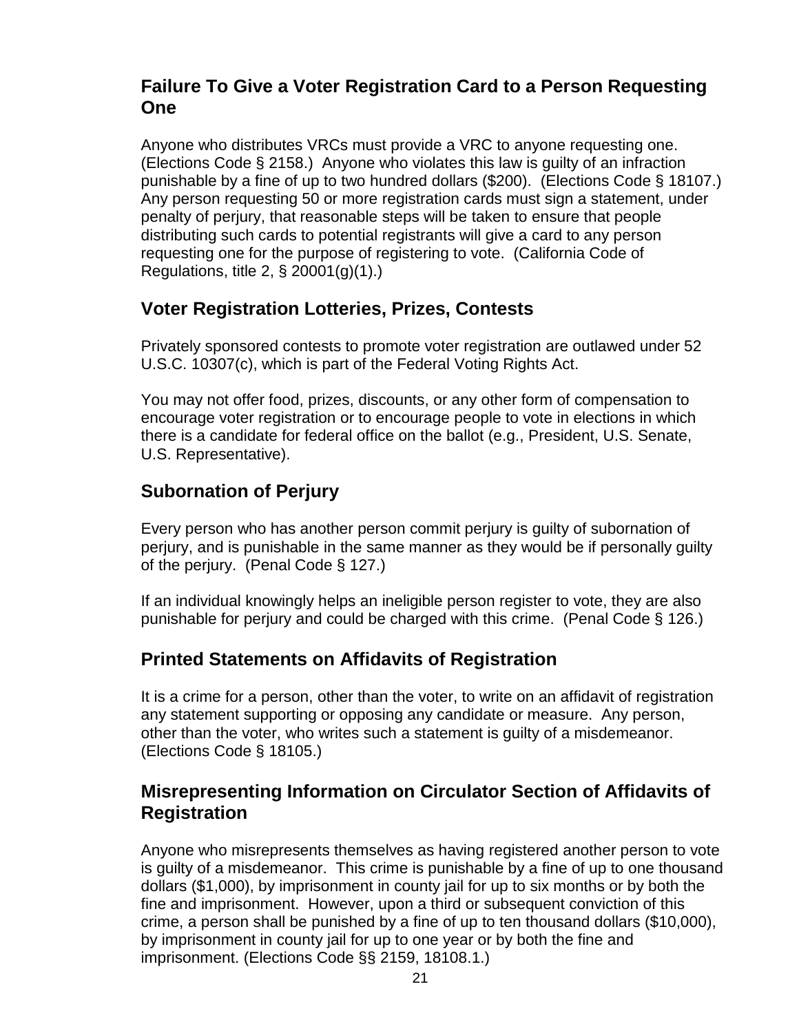## Failure To Give a Voter Registration Card to a Person Requesting One

Anyone who distributes VRCs must provide a VRC to anyone requesting one. (Elections Code § 2158.) Anyone who violates this law is guilty of an infraction punishable by a fine of up to two hundred dollars ($200). (Elections Code § 18107.) Any person requesting 50 or more registration cards must sign a statement, under penalty of perjury, that reasonable steps will be taken to ensure that people distributing such cards to potential registrants will give a card to any person requesting one for the purpose of registering to vote. (California Code of Regulations, title 2, § 20001(g)(1).)

## Voter Registration Lotteries, Prizes, Contests

Privately sponsored contests to promote voter registration are outlawed under 52 U.S.C. 10307(c), which is part of the Federal Voting Rights Act.

You may not offer food, prizes, discounts, or any other form of compensation to encourage voter registration or to encourage people to vote in elections in which there is a candidate for federal office on the ballot (e.g., President, U.S. Senate, U.S. Representative).

## Subornation of Perjury

Every person who has another person commit perjury is guilty of subornation of perjury, and is punishable in the same manner as they would be if personally guilty of the perjury. (Penal Code § 127.)

If an individual knowingly helps an ineligible person register to vote, they are also punishable for perjury and could be charged with this crime. (Penal Code § 126.)

## Printed Statements on Affidavits of Registration

It is a crime for a person, other than the voter, to write on an affidavit of registration any statement supporting or opposing any candidate or measure. Any person, other than the voter, who writes such a statement is guilty of a misdemeanor. (Elections Code § 18105.)

## Misrepresenting Information on Circulator Section of Affidavits of Registration

Anyone who misrepresents themselves as having registered another person to vote is guilty of a misdemeanor. This crime is punishable by a fine of up to one thousand dollars ($1,000), by imprisonment in county jail for up to six months or by both the fine and imprisonment. However, upon a third or subsequent conviction of this crime, a person shall be punished by a fine of up to ten thousand dollars ($10,000), by imprisonment in county jail for up to one year or by both the fine and imprisonment. (Elections Code §§ 2159, 18108.1.)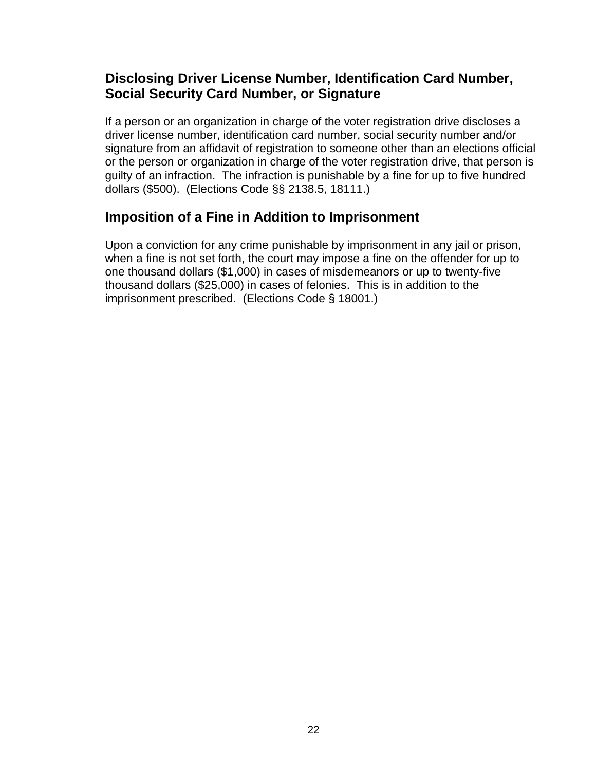## Disclosing Driver License Number, Identification Card Number, Social Security Card Number, or Signature

If a person or an organization in charge of the voter registration drive discloses a driver license number, identification card number, social security number and/or signature from an affidavit of registration to someone other than an elections official or the person or organization in charge of the voter registration drive, that person is guilty of an infraction. The infraction is punishable by a fine for up to five hundred dollars ($500). (Elections Code §§ 2138.5, 18111.)

## Imposition of a Fine in Addition to Imprisonment

Upon a conviction for any crime punishable by imprisonment in any jail or prison, when a fine is not set forth, the court may impose a fine on the offender for up to one thousand dollars ($1,000) in cases of misdemeanors or up to twenty-five thousand dollars ($25,000) in cases of felonies. This is in addition to the imprisonment prescribed. (Elections Code § 18001.)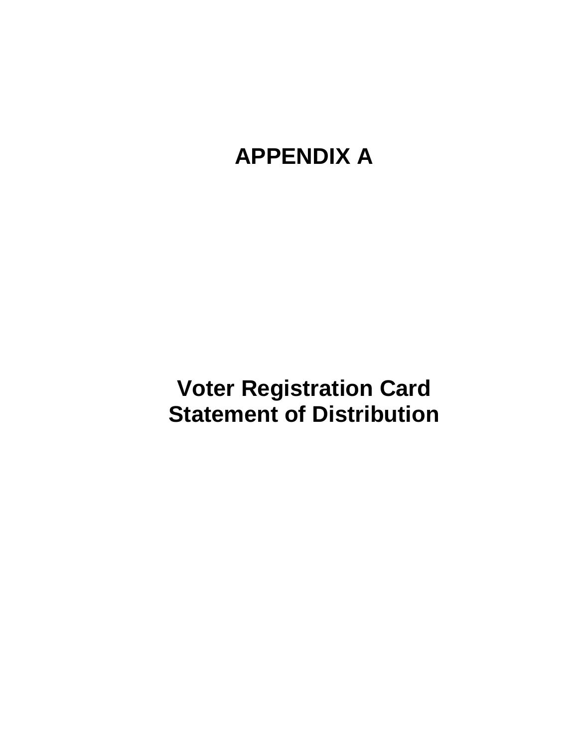# APPENDIX A

## Voter Registration Card Statement of Distribution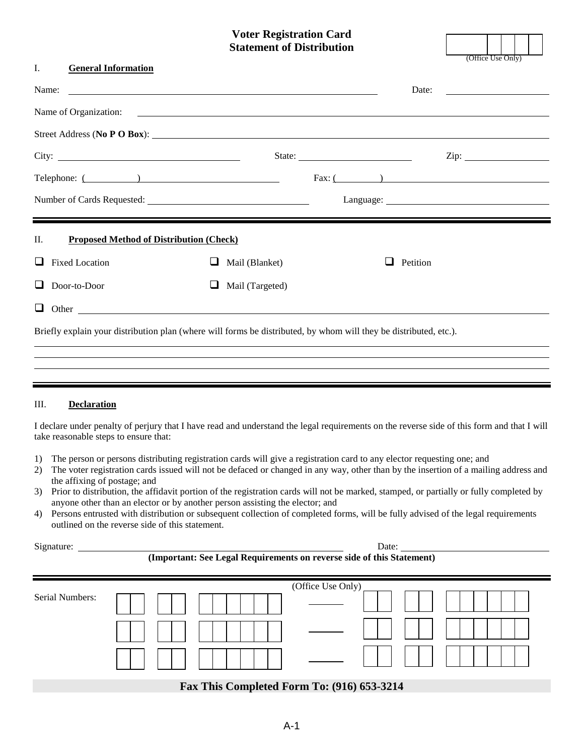# Voter Registration Card Statement of Distribution

(Office Use Only)

## I. General Information

Name: ______________________________ Date: ______________

Name of Organization: ______________________________

Street Address (**No P O Box**): ______________________________

City: ______________ State: ______________ Zip: ______________

Telephone: (      ) ______________ Fax: (      ) ______________

Number of Cards Requested: ______________ Language: ______________

## II. Proposed Method of Distribution (Check)

- ☐ Fixed Location
- ☐ Mail (Blanket)
- ☐ Petition
- ☐ Door-to-Door
- ☐ Mail (Targeted)
- ☐ Other ______________________________

Briefly explain your distribution plan (where will forms be distributed, by whom will they be distributed, etc.).

______________________________

______________________________

______________________________

## III. Declaration

I declare under penalty of perjury that I have read and understand the legal requirements on the reverse side of this form and that I will take reasonable steps to ensure that:

1) The person or persons distributing registration cards will give a registration card to any elector requesting one; and
2) The voter registration cards issued will not be defaced or changed in any way, other than by the insertion of a mailing address and the affixing of postage; and
3) Prior to distribution, the affidavit portion of the registration cards will not be marked, stamped, or partially or fully completed by anyone other than an elector or by another person assisting the elector; and
4) Persons entrusted with distribution or subsequent collection of completed forms, will be fully advised of the legal requirements outlined on the reverse side of this statement.

Signature: ______________________________ Date: ______________

**(Important: See Legal Requirements on reverse side of this Statement)**

Serial Numbers: (Office Use Only)

| | | | | | | |
|---|---|---|---|---|---|---|
| | | | — | | | |
| | | | — | | | |
| | | | — | | | |

**Fax This Completed Form To: (916) 653-3214**

A-1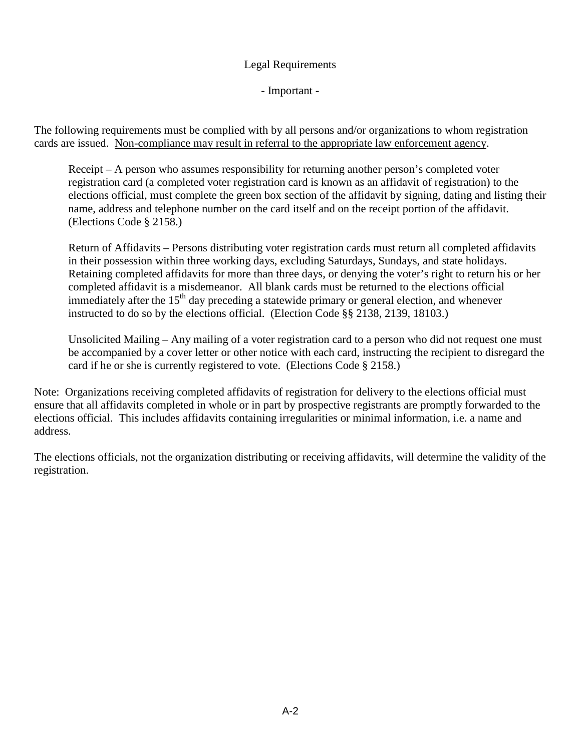# Legal Requirements

## - Important -

The following requirements must be complied with by all persons and/or organizations to whom registration cards are issued. <u>Non-compliance may result in referral to the appropriate law enforcement agency</u>.

> Receipt – A person who assumes responsibility for returning another person's completed voter registration card (a completed voter registration card is known as an affidavit of registration) to the elections official, must complete the green box section of the affidavit by signing, dating and listing their name, address and telephone number on the card itself and on the receipt portion of the affidavit. (Elections Code § 2158.)
>
> Return of Affidavits – Persons distributing voter registration cards must return all completed affidavits in their possession within three working days, excluding Saturdays, Sundays, and state holidays. Retaining completed affidavits for more than three days, or denying the voter's right to return his or her completed affidavit is a misdemeanor. All blank cards must be returned to the elections official immediately after the 15th day preceding a statewide primary or general election, and whenever instructed to do so by the elections official. (Election Code §§ 2138, 2139, 18103.)
>
> Unsolicited Mailing – Any mailing of a voter registration card to a person who did not request one must be accompanied by a cover letter or other notice with each card, instructing the recipient to disregard the card if he or she is currently registered to vote. (Elections Code § 2158.)

Note: Organizations receiving completed affidavits of registration for delivery to the elections official must ensure that all affidavits completed in whole or in part by prospective registrants are promptly forwarded to the elections official. This includes affidavits containing irregularities or minimal information, i.e. a name and address.

The elections officials, not the organization distributing or receiving affidavits, will determine the validity of the registration.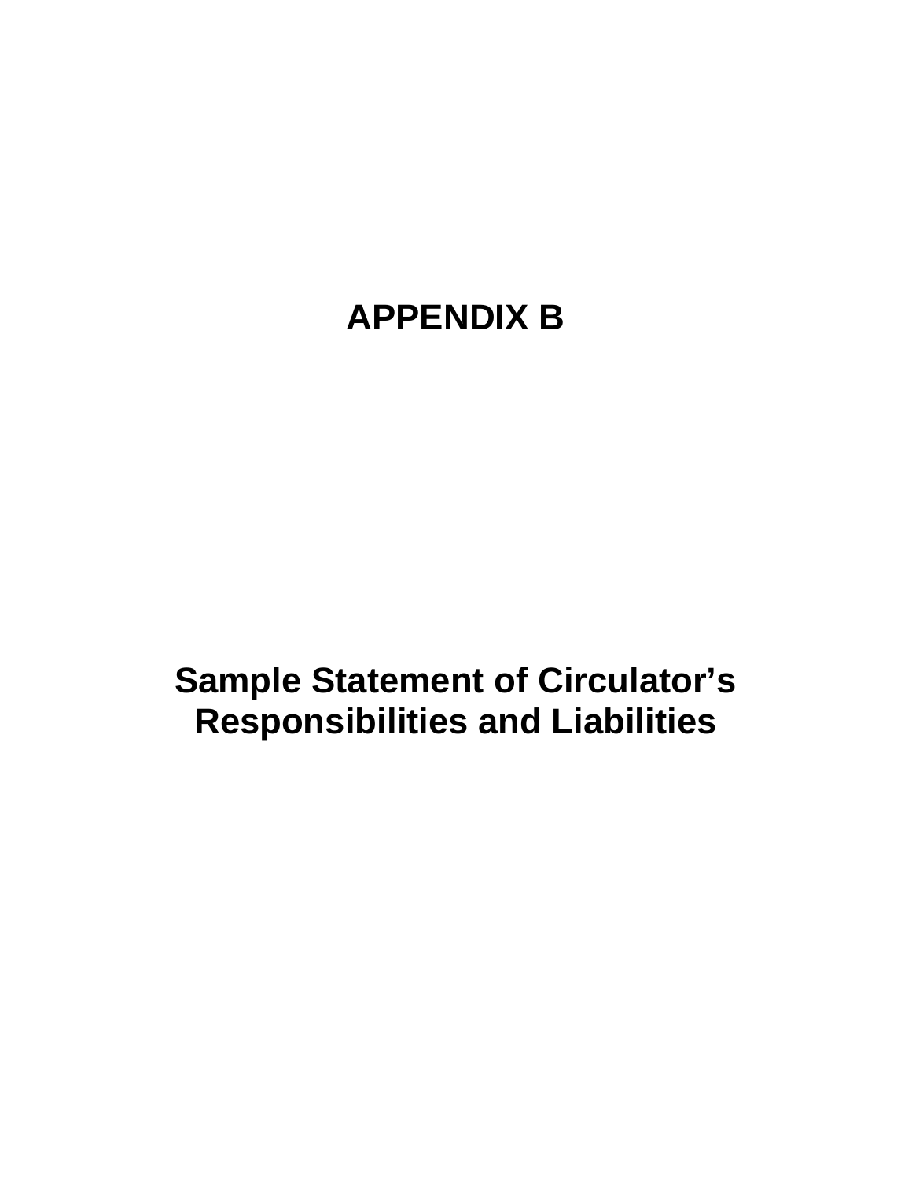# APPENDIX B

## Sample Statement of Circulator's Responsibilities and Liabilities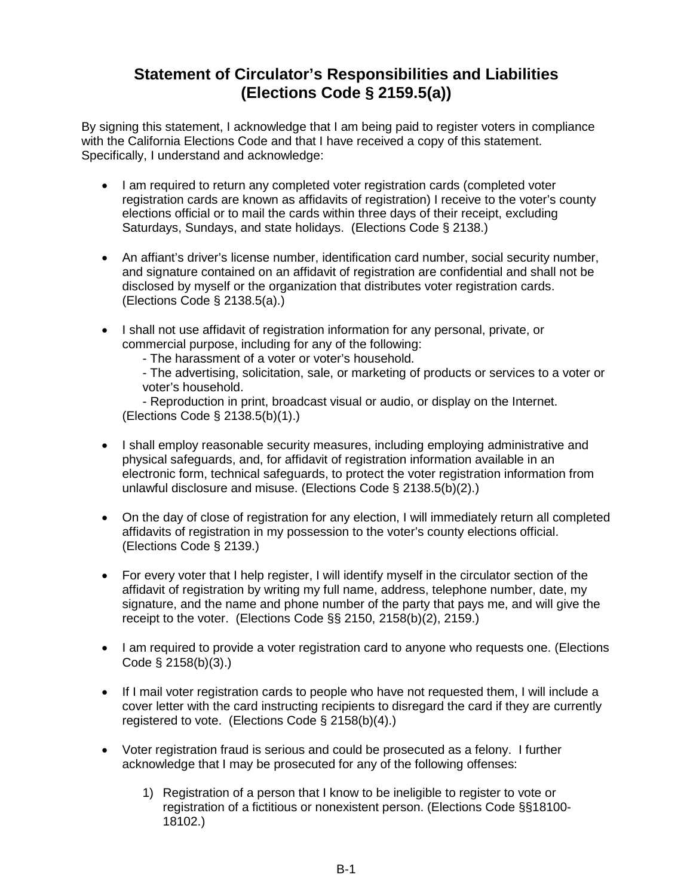# Statement of Circulator's Responsibilities and Liabilities (Elections Code § 2159.5(a))

By signing this statement, I acknowledge that I am being paid to register voters in compliance with the California Elections Code and that I have received a copy of this statement. Specifically, I understand and acknowledge:

- I am required to return any completed voter registration cards (completed voter registration cards are known as affidavits of registration) I receive to the voter's county elections official or to mail the cards within three days of their receipt, excluding Saturdays, Sundays, and state holidays. (Elections Code § 2138.)

- An affiant's driver's license number, identification card number, social security number, and signature contained on an affidavit of registration are confidential and shall not be disclosed by myself or the organization that distributes voter registration cards. (Elections Code § 2138.5(a).)

- I shall not use affidavit of registration information for any personal, private, or commercial purpose, including for any of the following:
  - The harassment of a voter or voter's household.
  - The advertising, solicitation, sale, or marketing of products or services to a voter or voter's household.
  - Reproduction in print, broadcast visual or audio, or display on the Internet.

  (Elections Code § 2138.5(b)(1).)

- I shall employ reasonable security measures, including employing administrative and physical safeguards, and, for affidavit of registration information available in an electronic form, technical safeguards, to protect the voter registration information from unlawful disclosure and misuse. (Elections Code § 2138.5(b)(2).)

- On the day of close of registration for any election, I will immediately return all completed affidavits of registration in my possession to the voter's county elections official. (Elections Code § 2139.)

- For every voter that I help register, I will identify myself in the circulator section of the affidavit of registration by writing my full name, address, telephone number, date, my signature, and the name and phone number of the party that pays me, and will give the receipt to the voter. (Elections Code §§ 2150, 2158(b)(2), 2159.)

- I am required to provide a voter registration card to anyone who requests one. (Elections Code § 2158(b)(3).)

- If I mail voter registration cards to people who have not requested them, I will include a cover letter with the card instructing recipients to disregard the card if they are currently registered to vote. (Elections Code § 2158(b)(4).)

- Voter registration fraud is serious and could be prosecuted as a felony. I further acknowledge that I may be prosecuted for any of the following offenses:

  1) Registration of a person that I know to be ineligible to register to vote or registration of a fictitious or nonexistent person. (Elections Code §§18100-18102.)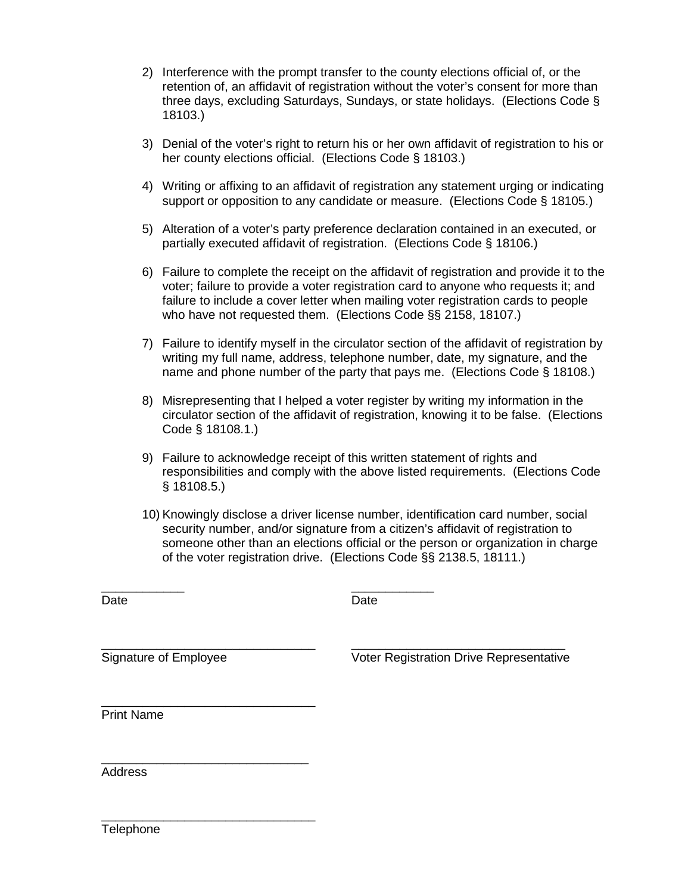2) Interference with the prompt transfer to the county elections official of, or the retention of, an affidavit of registration without the voter's consent for more than three days, excluding Saturdays, Sundays, or state holidays. (Elections Code § 18103.)

3) Denial of the voter's right to return his or her own affidavit of registration to his or her county elections official. (Elections Code § 18103.)

4) Writing or affixing to an affidavit of registration any statement urging or indicating support or opposition to any candidate or measure. (Elections Code § 18105.)

5) Alteration of a voter's party preference declaration contained in an executed, or partially executed affidavit of registration. (Elections Code § 18106.)

6) Failure to complete the receipt on the affidavit of registration and provide it to the voter; failure to provide a voter registration card to anyone who requests it; and failure to include a cover letter when mailing voter registration cards to people who have not requested them. (Elections Code §§ 2158, 18107.)

7) Failure to identify myself in the circulator section of the affidavit of registration by writing my full name, address, telephone number, date, my signature, and the name and phone number of the party that pays me. (Elections Code § 18108.)

8) Misrepresenting that I helped a voter register by writing my information in the circulator section of the affidavit of registration, knowing it to be false. (Elections Code § 18108.1.)

9) Failure to acknowledge receipt of this written statement of rights and responsibilities and comply with the above listed requirements. (Elections Code § 18108.5.)

10) Knowingly disclose a driver license number, identification card number, social security number, and/or signature from a citizen's affidavit of registration to someone other than an elections official or the person or organization in charge of the voter registration drive. (Elections Code §§ 2138.5, 18111.)

____________
Date

____________
Date

_______________________________
Signature of Employee

_______________________________
Voter Registration Drive Representative

_______________________________
Print Name

_______________________________
Address

_______________________________
Telephone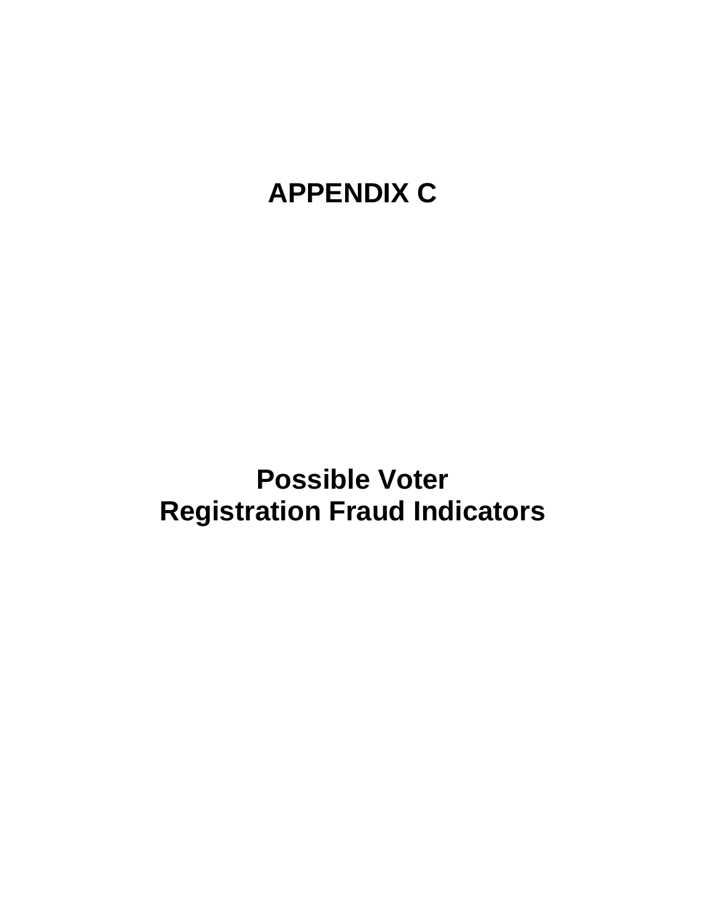# APPENDIX C

## Possible Voter Registration Fraud Indicators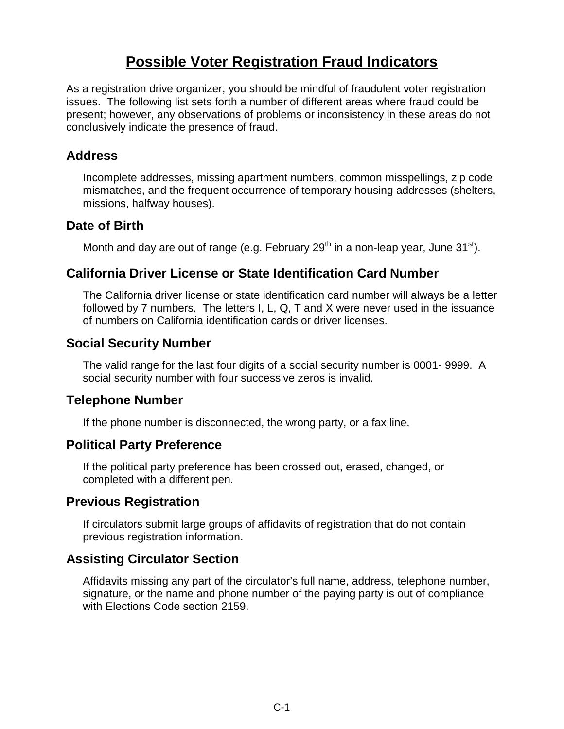# Possible Voter Registration Fraud Indicators

As a registration drive organizer, you should be mindful of fraudulent voter registration issues. The following list sets forth a number of different areas where fraud could be present; however, any observations of problems or inconsistency in these areas do not conclusively indicate the presence of fraud.

## Address

Incomplete addresses, missing apartment numbers, common misspellings, zip code mismatches, and the frequent occurrence of temporary housing addresses (shelters, missions, halfway houses).

## Date of Birth

Month and day are out of range (e.g. February 29th in a non-leap year, June 31st).

## California Driver License or State Identification Card Number

The California driver license or state identification card number will always be a letter followed by 7 numbers. The letters I, L, Q, T and X were never used in the issuance of numbers on California identification cards or driver licenses.

## Social Security Number

The valid range for the last four digits of a social security number is 0001- 9999. A social security number with four successive zeros is invalid.

## Telephone Number

If the phone number is disconnected, the wrong party, or a fax line.

## Political Party Preference

If the political party preference has been crossed out, erased, changed, or completed with a different pen.

## Previous Registration

If circulators submit large groups of affidavits of registration that do not contain previous registration information.

## Assisting Circulator Section

Affidavits missing any part of the circulator's full name, address, telephone number, signature, or the name and phone number of the paying party is out of compliance with Elections Code section 2159.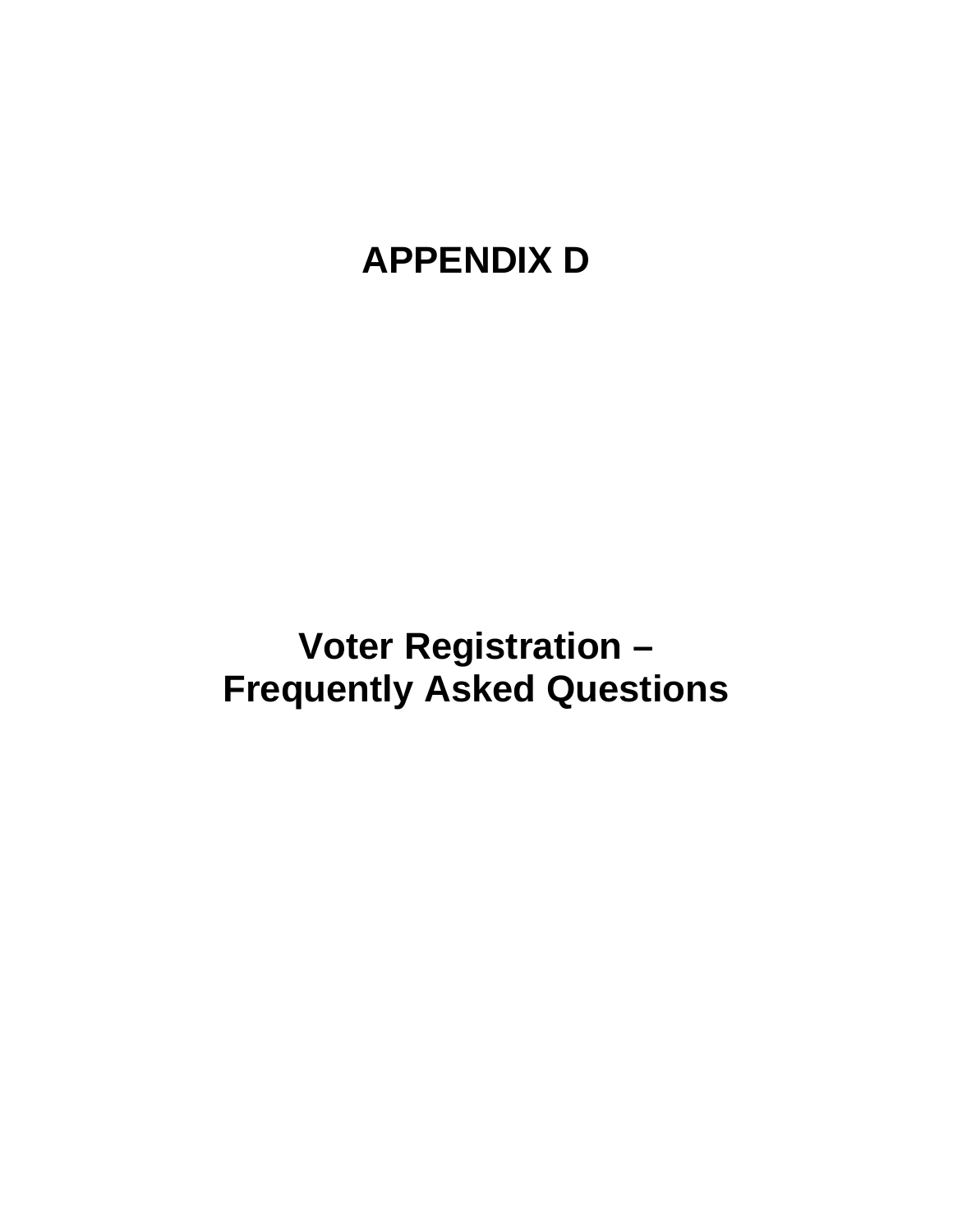# APPENDIX D

# Voter Registration – Frequently Asked Questions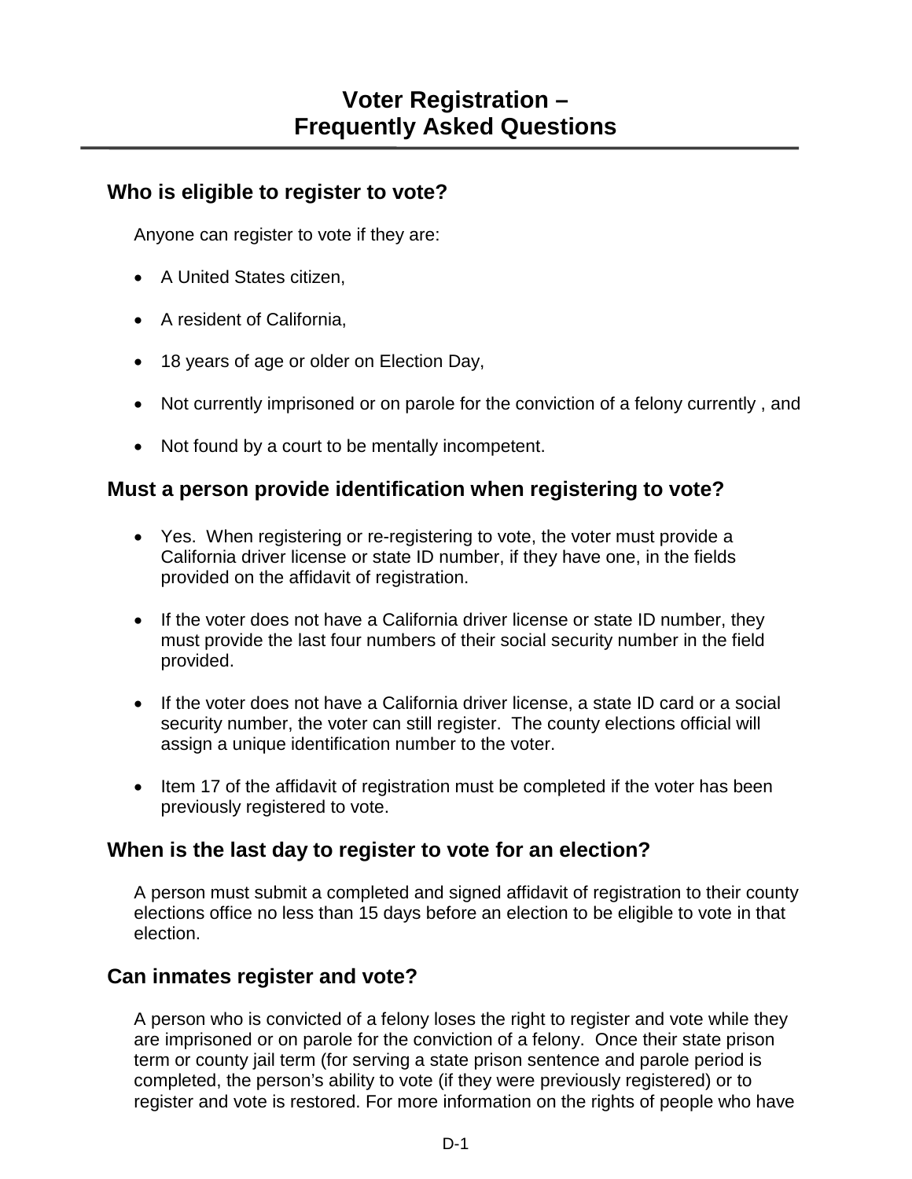# Voter Registration – Frequently Asked Questions

## Who is eligible to register to vote?

Anyone can register to vote if they are:

- A United States citizen,
- A resident of California,
- 18 years of age or older on Election Day,
- Not currently imprisoned or on parole for the conviction of a felony currently , and
- Not found by a court to be mentally incompetent.

## Must a person provide identification when registering to vote?

- Yes. When registering or re-registering to vote, the voter must provide a California driver license or state ID number, if they have one, in the fields provided on the affidavit of registration.
- If the voter does not have a California driver license or state ID number, they must provide the last four numbers of their social security number in the field provided.
- If the voter does not have a California driver license, a state ID card or a social security number, the voter can still register. The county elections official will assign a unique identification number to the voter.
- Item 17 of the affidavit of registration must be completed if the voter has been previously registered to vote.

## When is the last day to register to vote for an election?

A person must submit a completed and signed affidavit of registration to their county elections office no less than 15 days before an election to be eligible to vote in that election.

## Can inmates register and vote?

A person who is convicted of a felony loses the right to register and vote while they are imprisoned or on parole for the conviction of a felony. Once their state prison term or county jail term (for serving a state prison sentence and parole period is completed, the person's ability to vote (if they were previously registered) or to register and vote is restored. For more information on the rights of people who have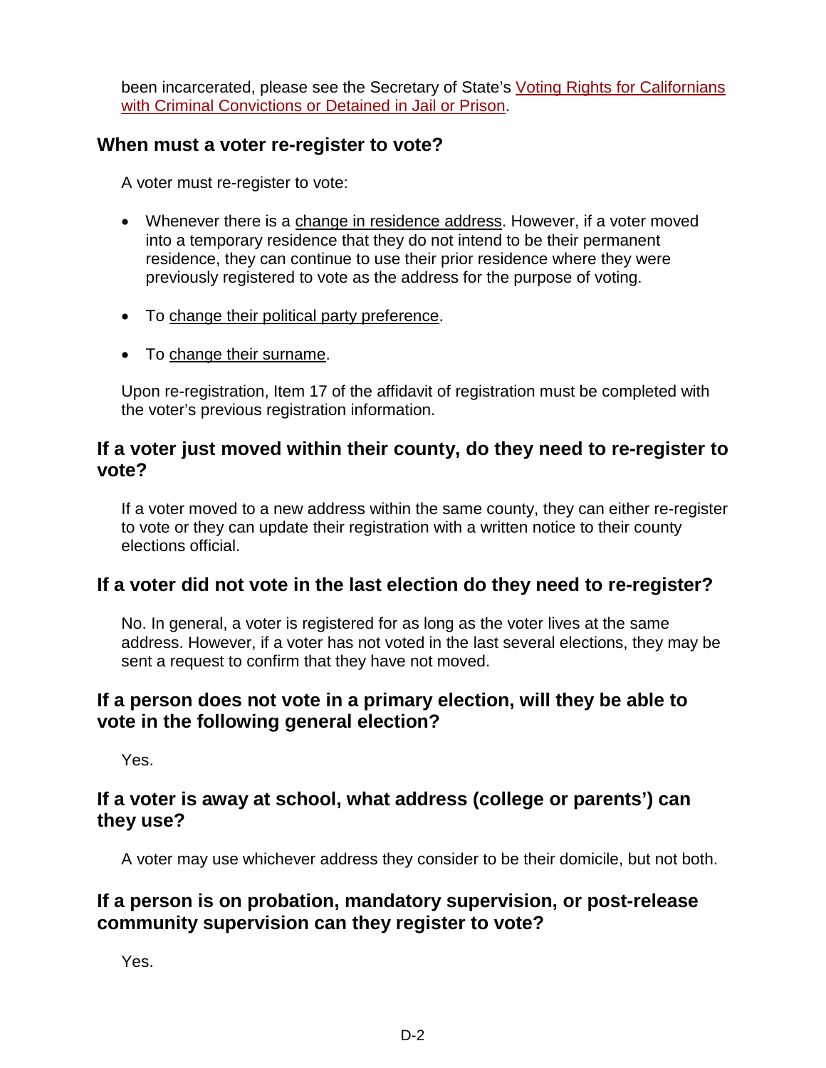been incarcerated, please see the Secretary of State's [Voting Rights for Californians with Criminal Convictions or Detained in Jail or Prison](#).

## When must a voter re-register to vote?

A voter must re-register to vote:

- Whenever there is a change in residence address. However, if a voter moved into a temporary residence that they do not intend to be their permanent residence, they can continue to use their prior residence where they were previously registered to vote as the address for the purpose of voting.
- To change their political party preference.
- To change their surname.

Upon re-registration, Item 17 of the affidavit of registration must be completed with the voter's previous registration information.

## If a voter just moved within their county, do they need to re-register to vote?

If a voter moved to a new address within the same county, they can either re-register to vote or they can update their registration with a written notice to their county elections official.

## If a voter did not vote in the last election do they need to re-register?

No. In general, a voter is registered for as long as the voter lives at the same address. However, if a voter has not voted in the last several elections, they may be sent a request to confirm that they have not moved.

## If a person does not vote in a primary election, will they be able to vote in the following general election?

Yes.

## If a voter is away at school, what address (college or parents') can they use?

A voter may use whichever address they consider to be their domicile, but not both.

## If a person is on probation, mandatory supervision, or post-release community supervision can they register to vote?

Yes.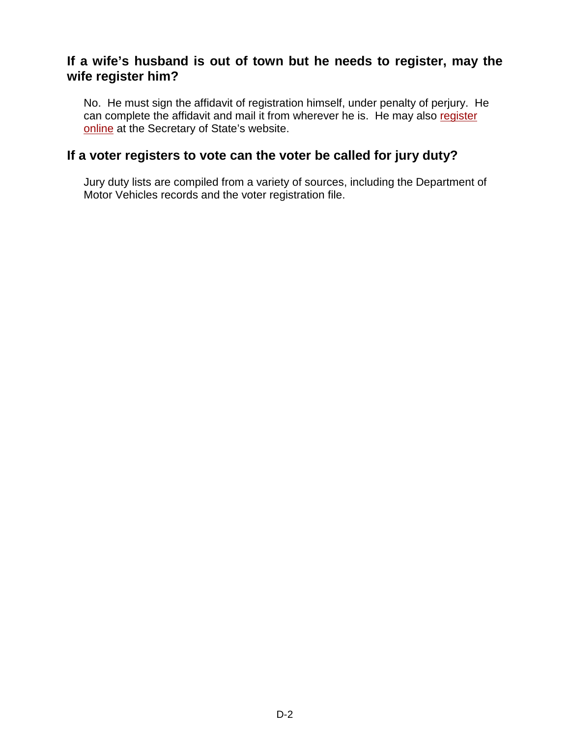### If a wife's husband is out of town but he needs to register, may the wife register him?

No. He must sign the affidavit of registration himself, under penalty of perjury. He can complete the affidavit and mail it from wherever he is. He may also register online at the Secretary of State's website.

### If a voter registers to vote can the voter be called for jury duty?

Jury duty lists are compiled from a variety of sources, including the Department of Motor Vehicles records and the voter registration file.